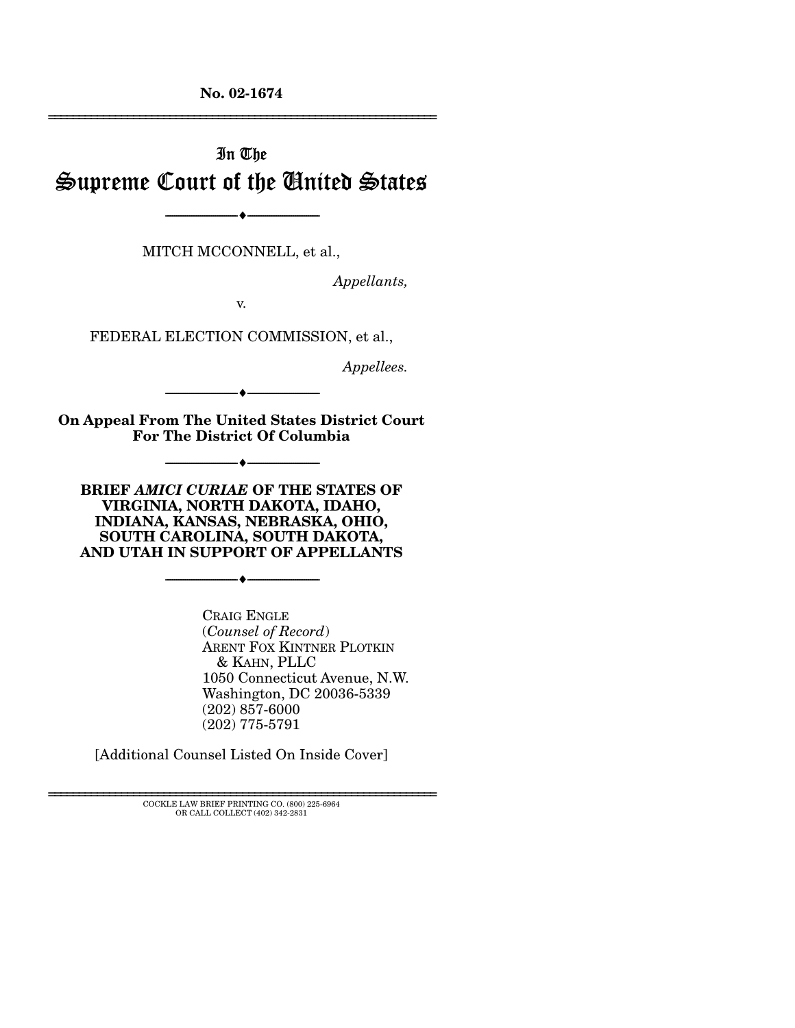**No. 02-1674**

---

In The

# Supreme Court of the United States

---

MITCH MCCONNELL, et al.,

*Appellants,*

v.

FEDERAL ELECTION COMMISSION, et al.,

*Appellees.*

---

**On Appeal From The United States District Court For The District Of Columbia**

---

**BRIEF *AMICI CURIAE* OF THE STATES OF VIRGINIA, NORTH DAKOTA, IDAHO, INDIANA, KANSAS, NEBRASKA, OHIO, SOUTH CAROLINA, SOUTH DAKOTA, AND UTAH IN SUPPORT OF APPELLANTS**

---

CRAIG ENGLE
(*Counsel of Record*)
ARENT FOX KINTNER PLOTKIN & KAHN, PLLC
1050 Connecticut Avenue, N.W.
Washington, DC 20036-5339
(202) 857-6000
(202) 775-5791

[Additional Counsel Listed On Inside Cover]

---

COCKLE LAW BRIEF PRINTING CO. (800) 225-6964
OR CALL COLLECT (402) 342-2831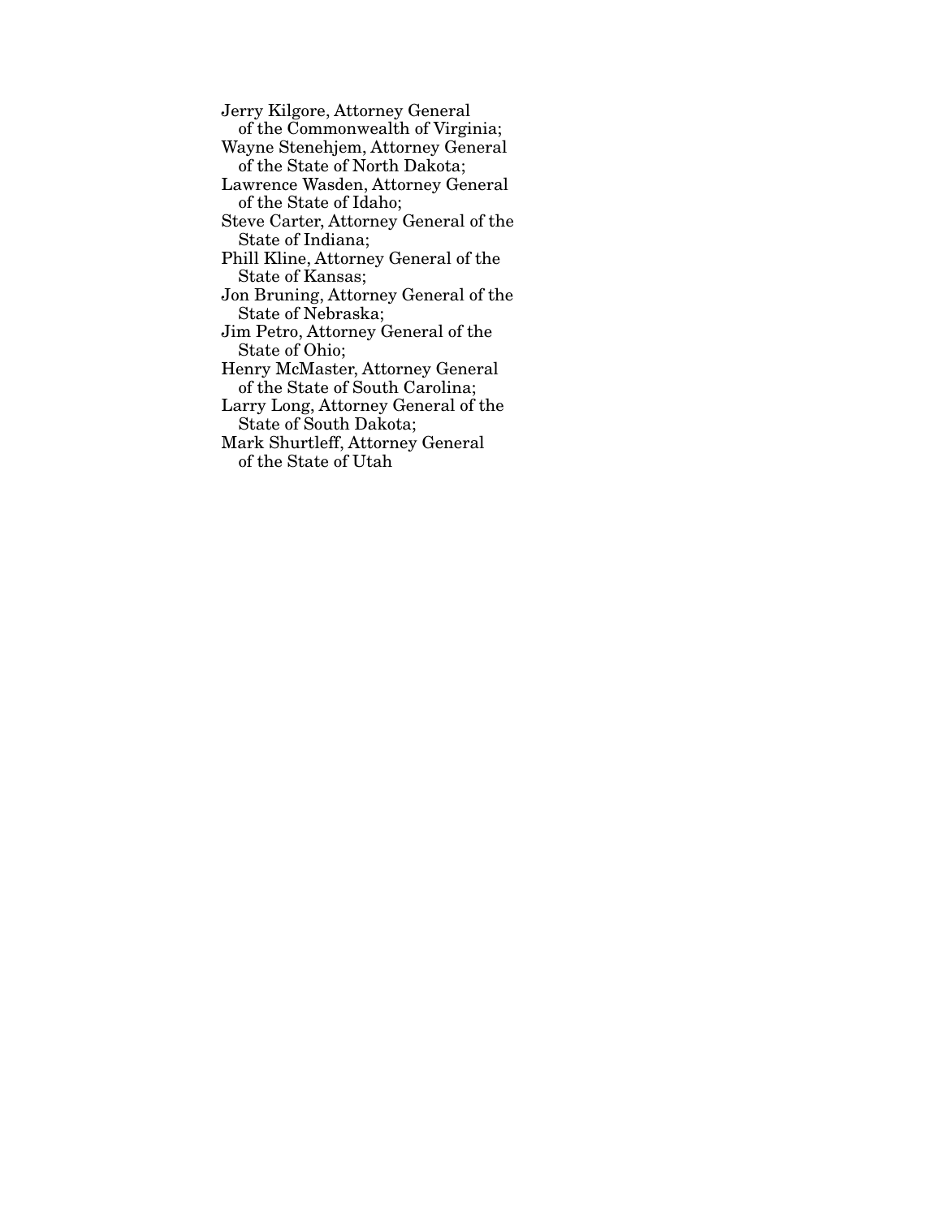Jerry Kilgore, Attorney General of the Commonwealth of Virginia;
Wayne Stenehjem, Attorney General of the State of North Dakota;
Lawrence Wasden, Attorney General of the State of Idaho;
Steve Carter, Attorney General of the State of Indiana;
Phill Kline, Attorney General of the State of Kansas;
Jon Bruning, Attorney General of the State of Nebraska;
Jim Petro, Attorney General of the State of Ohio;
Henry McMaster, Attorney General of the State of South Carolina;
Larry Long, Attorney General of the State of South Dakota;
Mark Shurtleff, Attorney General of the State of Utah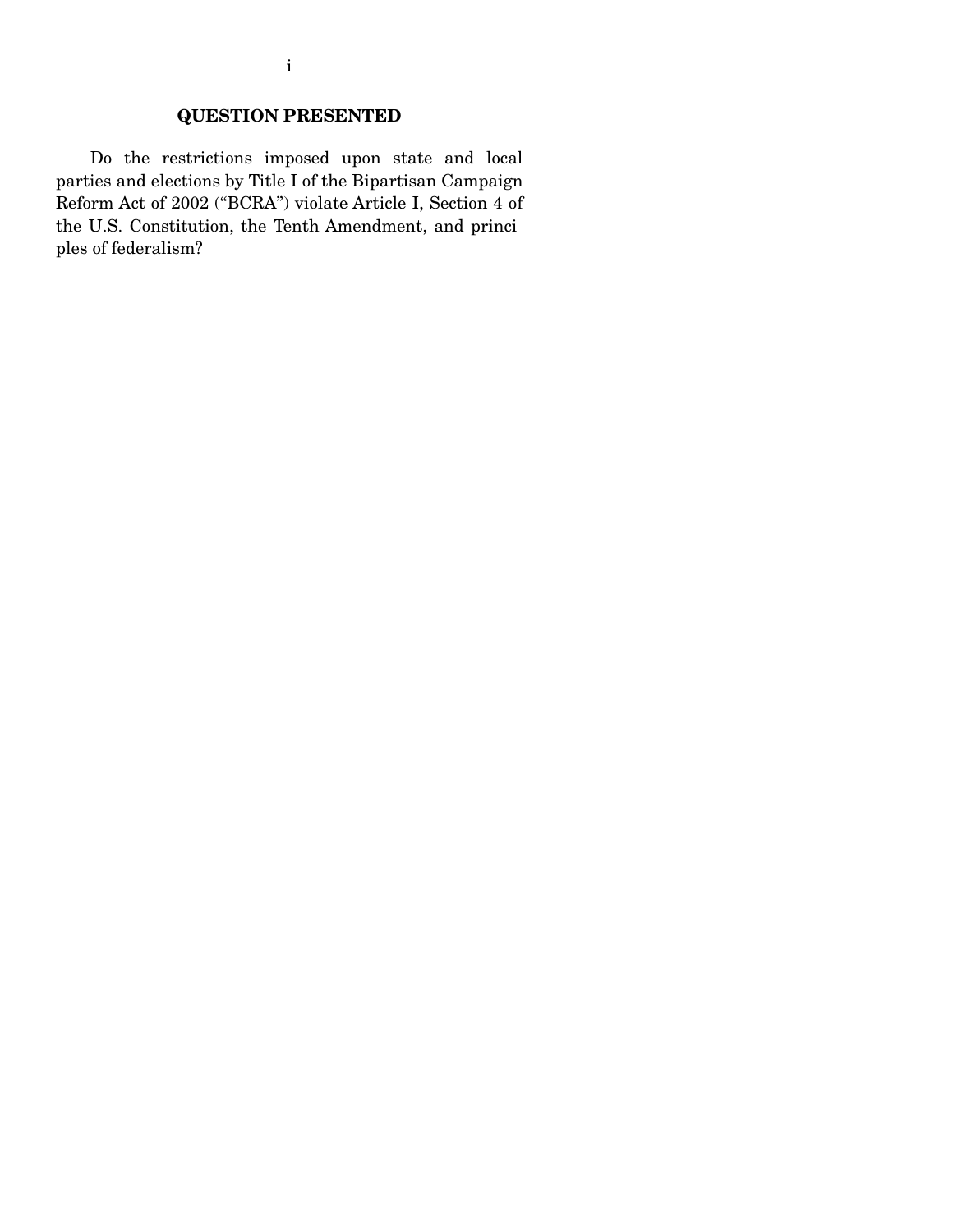## QUESTION PRESENTED

Do the restrictions imposed upon state and local parties and elections by Title I of the Bipartisan Campaign Reform Act of 2002 ("BCRA") violate Article I, Section 4 of the U.S. Constitution, the Tenth Amendment, and principles of federalism?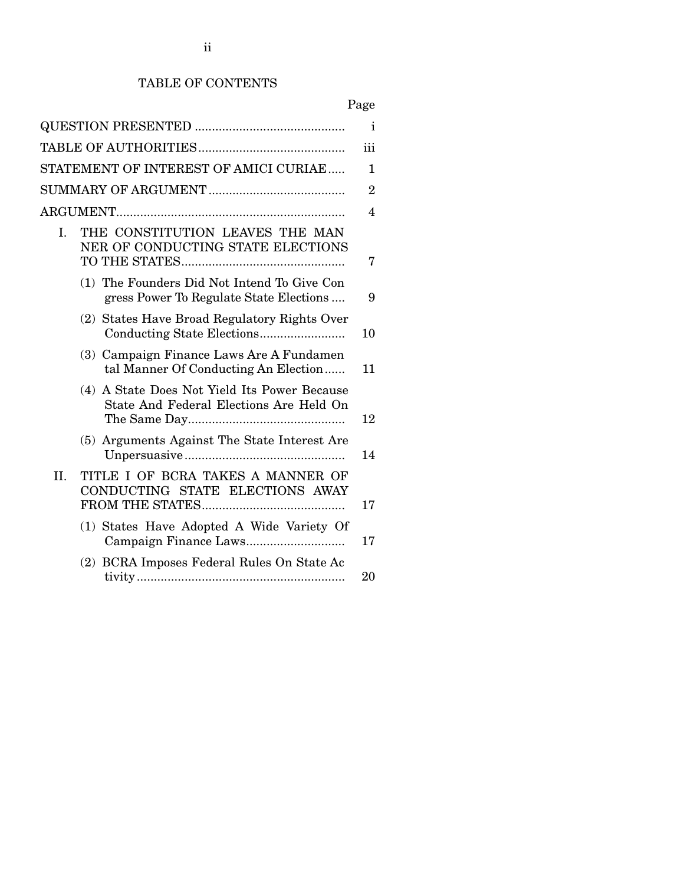# TABLE OF CONTENTS

| | Page |
|---|---|
| QUESTION PRESENTED | i |
| TABLE OF AUTHORITIES | iii |
| STATEMENT OF INTEREST OF AMICI CURIAE | 1 |
| SUMMARY OF ARGUMENT | 2 |
| ARGUMENT | 4 |
| I. THE CONSTITUTION LEAVES THE MANNER OF CONDUCTING STATE ELECTIONS TO THE STATES | 7 |
| (1) The Founders Did Not Intend To Give Congress Power To Regulate State Elections | 9 |
| (2) States Have Broad Regulatory Rights Over Conducting State Elections | 10 |
| (3) Campaign Finance Laws Are A Fundamental Manner Of Conducting An Election | 11 |
| (4) A State Does Not Yield Its Power Because State And Federal Elections Are Held On The Same Day | 12 |
| (5) Arguments Against The State Interest Are Unpersuasive | 14 |
| II. TITLE I OF BCRA TAKES A MANNER OF CONDUCTING STATE ELECTIONS AWAY FROM THE STATES | 17 |
| (1) States Have Adopted A Wide Variety Of Campaign Finance Laws | 17 |
| (2) BCRA Imposes Federal Rules On State Activity | 20 |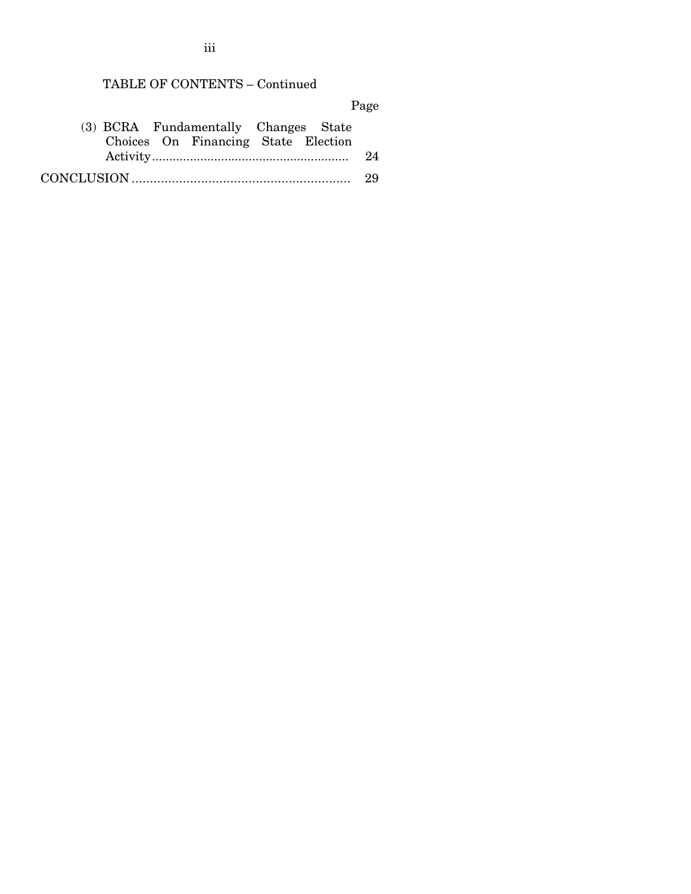TABLE OF CONTENTS – Continued

| | Page |
|---|---|
| (3) BCRA Fundamentally Changes State Choices On Financing State Election Activity | 24 |
| CONCLUSION | 29 |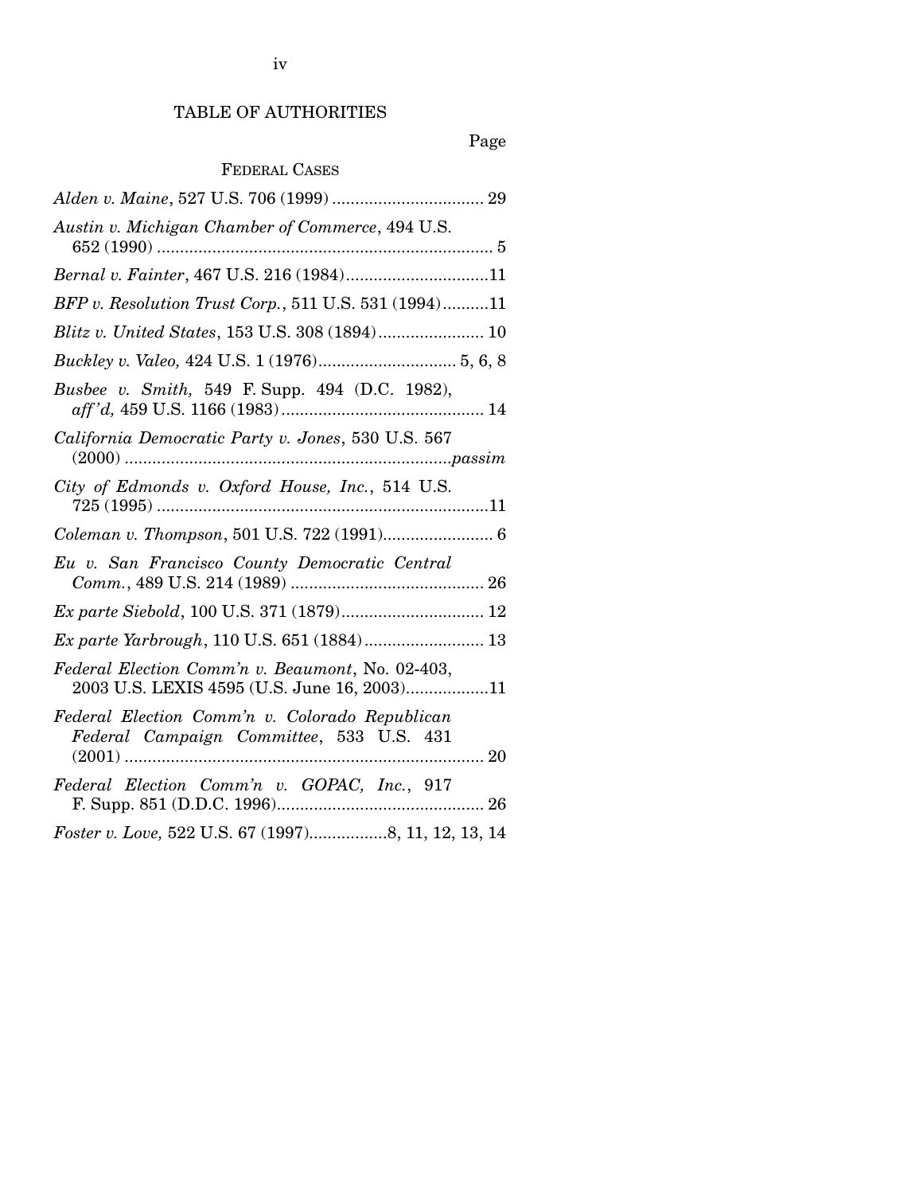## TABLE OF AUTHORITIES

Page

### FEDERAL CASES

*Alden v. Maine*, 527 U.S. 706 (1999) ................................. 29

*Austin v. Michigan Chamber of Commerce*, 494 U.S. 652 (1990) ......................................................................... 5

*Bernal v. Fainter*, 467 U.S. 216 (1984)...............................11

*BFP v. Resolution Trust Corp.*, 511 U.S. 531 (1994)..........11

*Blitz v. United States*, 153 U.S. 308 (1894)....................... 10

*Buckley v. Valeo,* 424 U.S. 1 (1976).............................. 5, 6, 8

*Busbee v. Smith,* 549 F. Supp. 494 (D.C. 1982), *aff'd,* 459 U.S. 1166 (1983)............................................ 14

*California Democratic Party v. Jones*, 530 U.S. 567 (2000) ......................................................................*passim*

*City of Edmonds v. Oxford House, Inc.*, 514 U.S. 725 (1995) ........................................................................11

*Coleman v. Thompson*, 501 U.S. 722 (1991)........................ 6

*Eu v. San Francisco County Democratic Central Comm.*, 489 U.S. 214 (1989) .......................................... 26

*Ex parte Siebold*, 100 U.S. 371 (1879)............................... 12

*Ex parte Yarbrough*, 110 U.S. 651 (1884).......................... 13

*Federal Election Comm'n v. Beaumont*, No. 02-403, 2003 U.S. LEXIS 4595 (U.S. June 16, 2003)..................11

*Federal Election Comm'n v. Colorado Republican Federal Campaign Committee*, 533 U.S. 431 (2001) .............................................................................. 20

*Federal Election Comm'n v. GOPAC, Inc.*, 917 F. Supp. 851 (D.D.C. 1996)............................................. 26

*Foster v. Love,* 522 U.S. 67 (1997).................8, 11, 12, 13, 14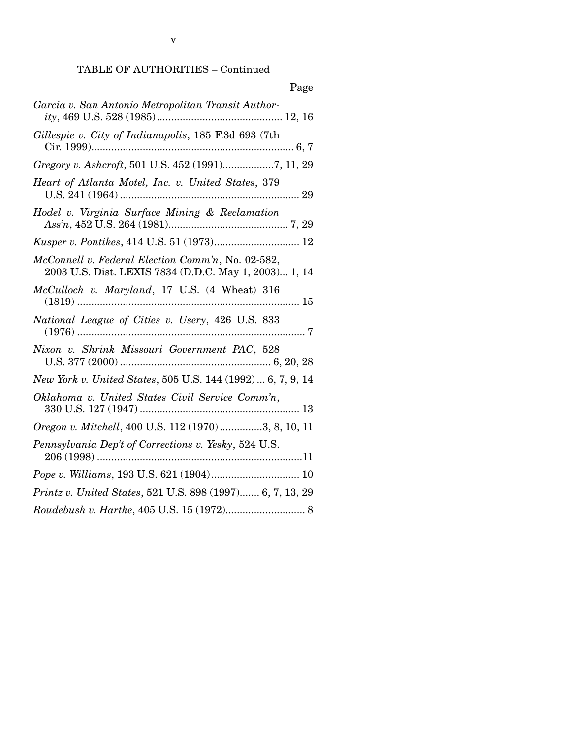TABLE OF AUTHORITIES – Continued

Page

*Garcia v. San Antonio Metropolitan Transit Authority*, 469 U.S. 528 (1985) ............................................ 12, 16

*Gillespie v. City of Indianapolis*, 185 F.3d 693 (7th Cir. 1999)........................................................................ 6, 7

*Gregory v. Ashcroft*, 501 U.S. 452 (1991)..................7, 11, 29

*Heart of Atlanta Motel, Inc. v. United States*, 379 U.S. 241 (1964) ............................................................... 29

*Hodel v. Virginia Surface Mining & Reclamation Ass'n*, 452 U.S. 264 (1981).......................................... 7, 29

*Kusper v. Pontikes*, 414 U.S. 51 (1973).............................. 12

*McConnell v. Federal Election Comm'n*, No. 02-582, 2003 U.S. Dist. LEXIS 7834 (D.D.C. May 1, 2003)... 1, 14

*McCulloch v. Maryland*, 17 U.S. (4 Wheat) 316 (1819) .............................................................................. 15

*National League of Cities v. Usery*, 426 U.S. 833 (1976) ................................................................................ 7

*Nixon v. Shrink Missouri Government PAC*, 528 U.S. 377 (2000) ..................................................... 6, 20, 28

*New York v. United States*, 505 U.S. 144 (1992) ... 6, 7, 9, 14

*Oklahoma v. United States Civil Service Comm'n*, 330 U.S. 127 (1947) ........................................................ 13

*Oregon v. Mitchell*, 400 U.S. 112 (1970) ...............3, 8, 10, 11

*Pennsylvania Dep't of Corrections v. Yesky*, 524 U.S. 206 (1998) .........................................................................11

*Pope v. Williams*, 193 U.S. 621 (1904)............................... 10

*Printz v. United States*, 521 U.S. 898 (1997)....... 6, 7, 13, 29

*Roudebush v. Hartke*, 405 U.S. 15 (1972)............................ 8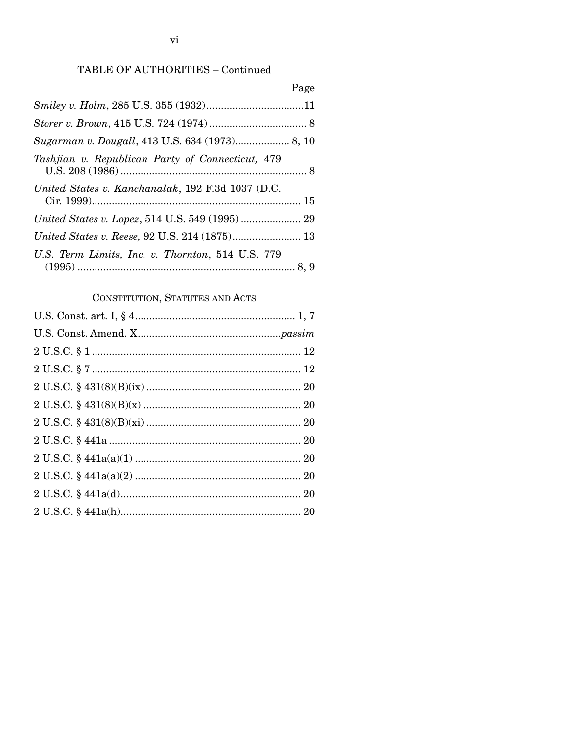TABLE OF AUTHORITIES – Continued

| | Page |
|---|---|
| *Smiley v. Holm*, 285 U.S. 355 (1932) | 11 |
| *Storer v. Brown*, 415 U.S. 724 (1974) | 8 |
| *Sugarman v. Dougall*, 413 U.S. 634 (1973) | 8, 10 |
| *Tashjian v. Republican Party of Connecticut,* 479 U.S. 208 (1986) | 8 |
| *United States v. Kanchanalak*, 192 F.3d 1037 (D.C. Cir. 1999) | 15 |
| *United States v. Lopez*, 514 U.S. 549 (1995) | 29 |
| *United States v. Reese,* 92 U.S. 214 (1875) | 13 |
| *U.S. Term Limits, Inc. v. Thornton*, 514 U.S. 779 (1995) | 8, 9 |

CONSTITUTION, STATUTES AND ACTS

| | |
|---|---|
| U.S. Const. art. I, § 4 | 1, 7 |
| U.S. Const. Amend. X | *passim* |
| 2 U.S.C. § 1 | 12 |
| 2 U.S.C. § 7 | 12 |
| 2 U.S.C. § 431(8)(B)(ix) | 20 |
| 2 U.S.C. § 431(8)(B)(x) | 20 |
| 2 U.S.C. § 431(8)(B)(xi) | 20 |
| 2 U.S.C. § 441a | 20 |
| 2 U.S.C. § 441a(a)(1) | 20 |
| 2 U.S.C. § 441a(a)(2) | 20 |
| 2 U.S.C. § 441a(d) | 20 |
| 2 U.S.C. § 441a(h) | 20 |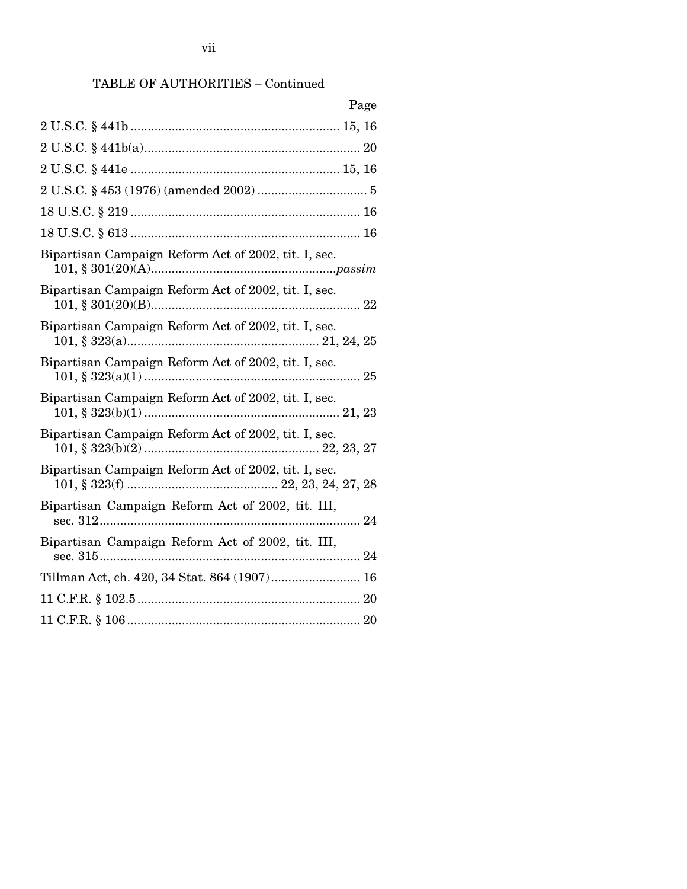TABLE OF AUTHORITIES – Continued

| | Page |
|---|---|
| 2 U.S.C. § 441b | 15, 16 |
| 2 U.S.C. § 441b(a) | 20 |
| 2 U.S.C. § 441e | 15, 16 |
| 2 U.S.C. § 453 (1976) (amended 2002) | 5 |
| 18 U.S.C. § 219 | 16 |
| 18 U.S.C. § 613 | 16 |
| Bipartisan Campaign Reform Act of 2002, tit. I, sec. 101, § 301(20)(A) | *passim* |
| Bipartisan Campaign Reform Act of 2002, tit. I, sec. 101, § 301(20)(B) | 22 |
| Bipartisan Campaign Reform Act of 2002, tit. I, sec. 101, § 323(a) | 21, 24, 25 |
| Bipartisan Campaign Reform Act of 2002, tit. I, sec. 101, § 323(a)(1) | 25 |
| Bipartisan Campaign Reform Act of 2002, tit. I, sec. 101, § 323(b)(1) | 21, 23 |
| Bipartisan Campaign Reform Act of 2002, tit. I, sec. 101, § 323(b)(2) | 22, 23, 27 |
| Bipartisan Campaign Reform Act of 2002, tit. I, sec. 101, § 323(f) | 22, 23, 24, 27, 28 |
| Bipartisan Campaign Reform Act of 2002, tit. III, sec. 312 | 24 |
| Bipartisan Campaign Reform Act of 2002, tit. III, sec. 315 | 24 |
| Tillman Act, ch. 420, 34 Stat. 864 (1907) | 16 |
| 11 C.F.R. § 102.5 | 20 |
| 11 C.F.R. § 106 | 20 |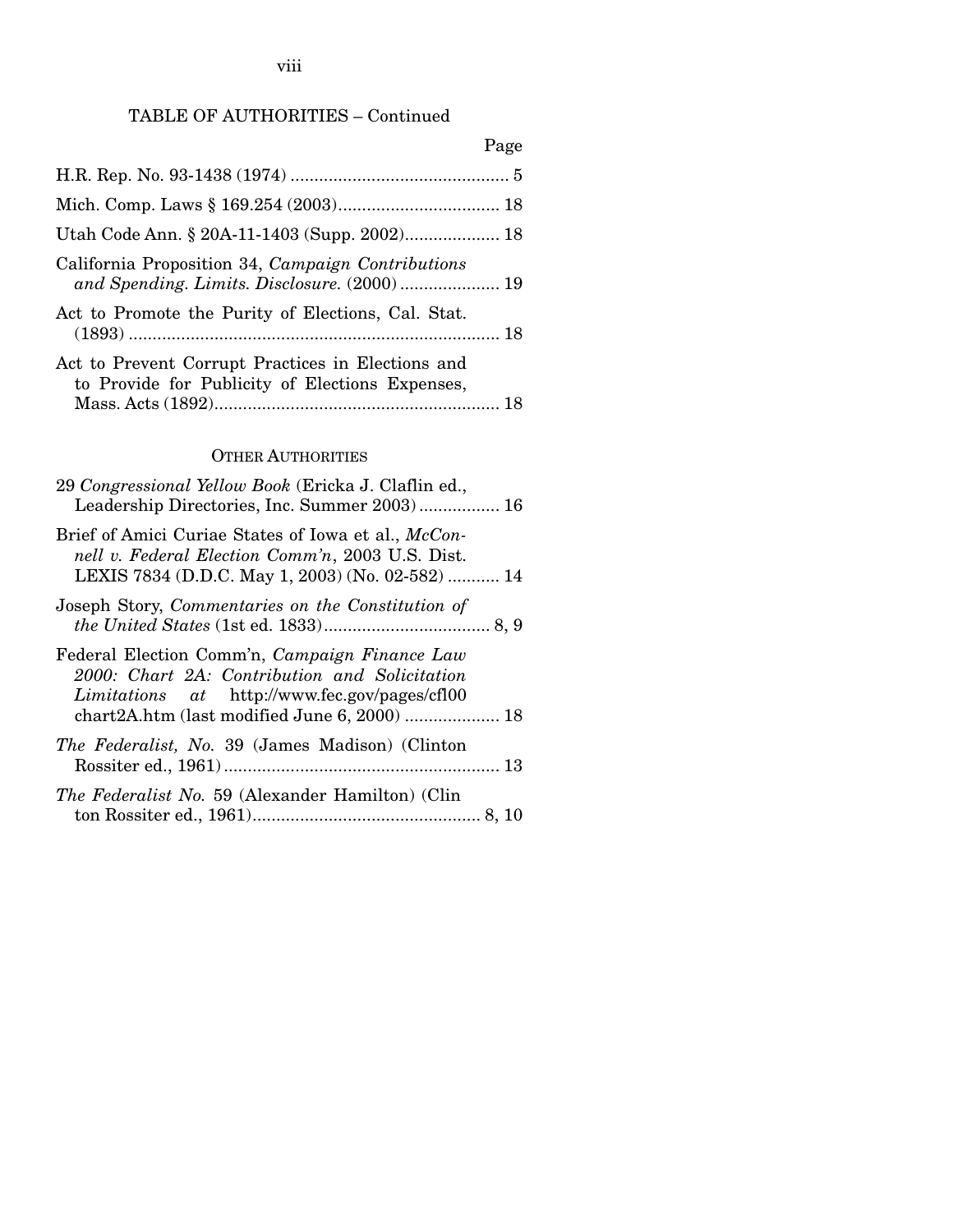## TABLE OF AUTHORITIES – Continued

Page

H.R. Rep. No. 93-1438 (1974) .............................................. 5

Mich. Comp. Laws § 169.254 (2003).................................. 18

Utah Code Ann. § 20A-11-1403 (Supp. 2002).................... 18

California Proposition 34, *Campaign Contributions and Spending. Limits. Disclosure.* (2000) ..................... 19

Act to Promote the Purity of Elections, Cal. Stat. (1893) .............................................................................. 18

Act to Prevent Corrupt Practices in Elections and to Provide for Publicity of Elections Expenses, Mass. Acts (1892)............................................................ 18

### OTHER AUTHORITIES

29 *Congressional Yellow Book* (Ericka J. Claflin ed., Leadership Directories, Inc. Summer 2003)................. 16

Brief of Amici Curiae States of Iowa et al., *McConnell v. Federal Election Comm'n*, 2003 U.S. Dist. LEXIS 7834 (D.D.C. May 1, 2003) (No. 02-582) ........... 14

Joseph Story, *Commentaries on the Constitution of the United States* (1st ed. 1833)................................... 8, 9

Federal Election Comm'n, *Campaign Finance Law 2000: Chart 2A: Contribution and Solicitation Limitations at* http://www.fec.gov/pages/cfl00 chart2A.htm (last modified June 6, 2000) .................... 18

*The Federalist, No.* 39 (James Madison) (Clinton Rossiter ed., 1961)........................................................... 13

*The Federalist No.* 59 (Alexander Hamilton) (Clinton Rossiter ed., 1961)................................................ 8, 10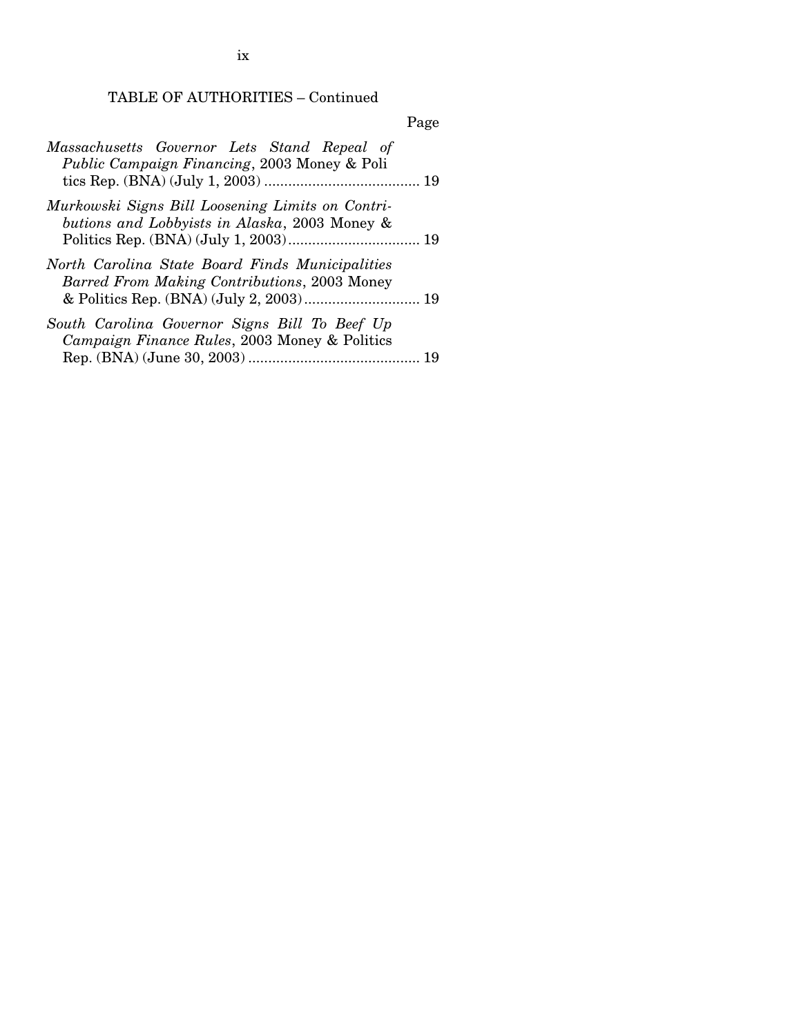TABLE OF AUTHORITIES – Continued

Page

*Massachusetts Governor Lets Stand Repeal of Public Campaign Financing*, 2003 Money & Politics Rep. (BNA) (July 1, 2003) ....................................... 19

*Murkowski Signs Bill Loosening Limits on Contributions and Lobbyists in Alaska*, 2003 Money & Politics Rep. (BNA) (July 1, 2003) ................................. 19

*North Carolina State Board Finds Municipalities Barred From Making Contributions*, 2003 Money & Politics Rep. (BNA) (July 2, 2003) ............................. 19

*South Carolina Governor Signs Bill To Beef Up Campaign Finance Rules*, 2003 Money & Politics Rep. (BNA) (June 30, 2003) ........................................... 19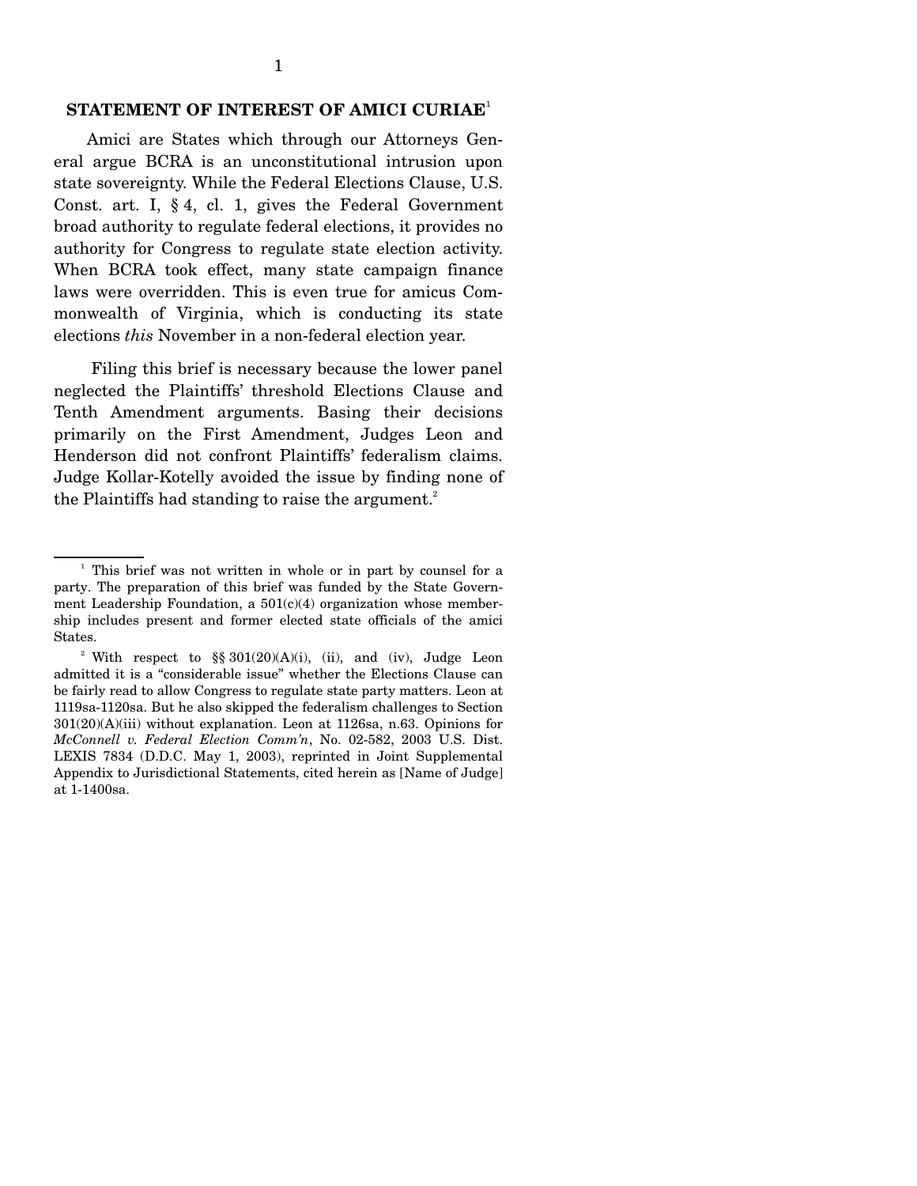## STATEMENT OF INTEREST OF AMICI CURIAE[1]

Amici are States which through our Attorneys General argue BCRA is an unconstitutional intrusion upon state sovereignty. While the Federal Elections Clause, U.S. Const. art. I, § 4, cl. 1, gives the Federal Government broad authority to regulate federal elections, it provides no authority for Congress to regulate state election activity. When BCRA took effect, many state campaign finance laws were overridden. This is even true for amicus Commonwealth of Virginia, which is conducting its state elections *this* November in a non-federal election year.

Filing this brief is necessary because the lower panel neglected the Plaintiffs' threshold Elections Clause and Tenth Amendment arguments. Basing their decisions primarily on the First Amendment, Judges Leon and Henderson did not confront Plaintiffs' federalism claims. Judge Kollar-Kotelly avoided the issue by finding none of the Plaintiffs had standing to raise the argument.[2]

---

[1] This brief was not written in whole or in part by counsel for a party. The preparation of this brief was funded by the State Government Leadership Foundation, a 501(c)(4) organization whose membership includes present and former elected state officials of the amici States.

[2] With respect to §§ 301(20)(A)(i), (ii), and (iv), Judge Leon admitted it is a "considerable issue" whether the Elections Clause can be fairly read to allow Congress to regulate state party matters. Leon at 1119sa-1120sa. But he also skipped the federalism challenges to Section 301(20)(A)(iii) without explanation. Leon at 1126sa, n.63. Opinions for *McConnell v. Federal Election Comm'n*, No. 02-582, 2003 U.S. Dist. LEXIS 7834 (D.D.C. May 1, 2003), reprinted in Joint Supplemental Appendix to Jurisdictional Statements, cited herein as [Name of Judge] at 1-1400sa.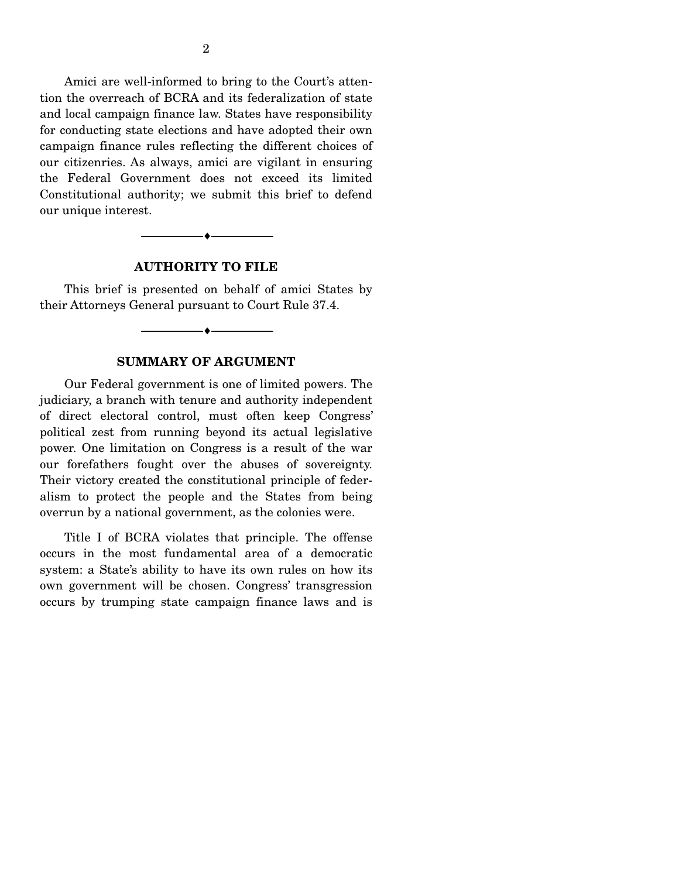Amici are well-informed to bring to the Court's attention the overreach of BCRA and its federalization of state and local campaign finance law. States have responsibility for conducting state elections and have adopted their own campaign finance rules reflecting the different choices of our citizenries. As always, amici are vigilant in ensuring the Federal Government does not exceed its limited Constitutional authority; we submit this brief to defend our unique interest.

## AUTHORITY TO FILE

This brief is presented on behalf of amici States by their Attorneys General pursuant to Court Rule 37.4.

## SUMMARY OF ARGUMENT

Our Federal government is one of limited powers. The judiciary, a branch with tenure and authority independent of direct electoral control, must often keep Congress' political zest from running beyond its actual legislative power. One limitation on Congress is a result of the war our forefathers fought over the abuses of sovereignty. Their victory created the constitutional principle of federalism to protect the people and the States from being overrun by a national government, as the colonies were.

Title I of BCRA violates that principle. The offense occurs in the most fundamental area of a democratic system: a State's ability to have its own rules on how its own government will be chosen. Congress' transgression occurs by trumping state campaign finance laws and is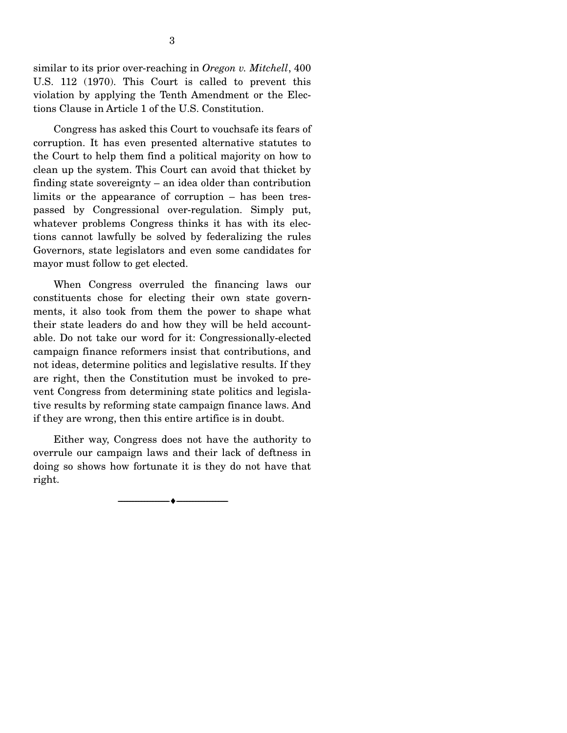similar to its prior over-reaching in *Oregon v. Mitchell*, 400 U.S. 112 (1970). This Court is called to prevent this violation by applying the Tenth Amendment or the Elections Clause in Article 1 of the U.S. Constitution.

Congress has asked this Court to vouchsafe its fears of corruption. It has even presented alternative statutes to the Court to help them find a political majority on how to clean up the system. This Court can avoid that thicket by finding state sovereignty – an idea older than contribution limits or the appearance of corruption – has been trespassed by Congressional over-regulation. Simply put, whatever problems Congress thinks it has with its elections cannot lawfully be solved by federalizing the rules Governors, state legislators and even some candidates for mayor must follow to get elected.

When Congress overruled the financing laws our constituents chose for electing their own state governments, it also took from them the power to shape what their state leaders do and how they will be held accountable. Do not take our word for it: Congressionally-elected campaign finance reformers insist that contributions, and not ideas, determine politics and legislative results. If they are right, then the Constitution must be invoked to prevent Congress from determining state politics and legislative results by reforming state campaign finance laws. And if they are wrong, then this entire artifice is in doubt.

Either way, Congress does not have the authority to overrule our campaign laws and their lack of deftness in doing so shows how fortunate it is they do not have that right.

---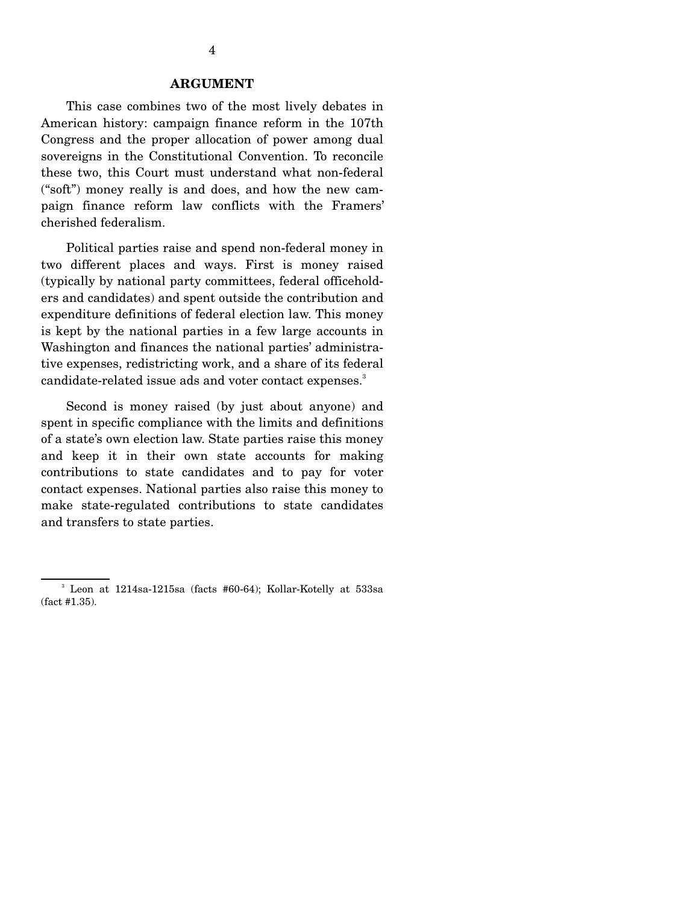## ARGUMENT

This case combines two of the most lively debates in American history: campaign finance reform in the 107th Congress and the proper allocation of power among dual sovereigns in the Constitutional Convention. To reconcile these two, this Court must understand what non-federal ("soft") money really is and does, and how the new campaign finance reform law conflicts with the Framers' cherished federalism.

Political parties raise and spend non-federal money in two different places and ways. First is money raised (typically by national party committees, federal officeholders and candidates) and spent outside the contribution and expenditure definitions of federal election law. This money is kept by the national parties in a few large accounts in Washington and finances the national parties' administrative expenses, redistricting work, and a share of its federal candidate-related issue ads and voter contact expenses.[3]

Second is money raised (by just about anyone) and spent in specific compliance with the limits and definitions of a state's own election law. State parties raise this money and keep it in their own state accounts for making contributions to state candidates and to pay for voter contact expenses. National parties also raise this money to make state-regulated contributions to state candidates and transfers to state parties.

---

[3] Leon at 1214sa-1215sa (facts #60-64); Kollar-Kotelly at 533sa (fact #1.35).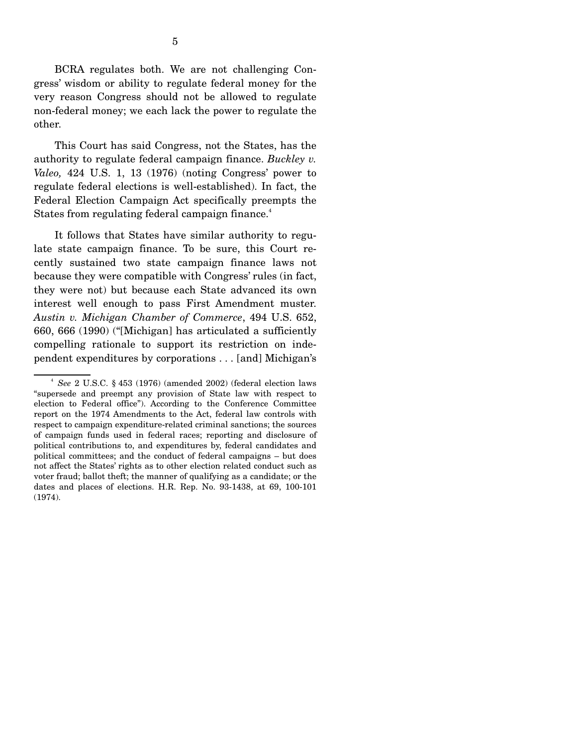BCRA regulates both. We are not challenging Congress' wisdom or ability to regulate federal money for the very reason Congress should not be allowed to regulate non-federal money; we each lack the power to regulate the other.

This Court has said Congress, not the States, has the authority to regulate federal campaign finance. *Buckley v. Valeo,* 424 U.S. 1, 13 (1976) (noting Congress' power to regulate federal elections is well-established). In fact, the Federal Election Campaign Act specifically preempts the States from regulating federal campaign finance.[4]

It follows that States have similar authority to regulate state campaign finance. To be sure, this Court recently sustained two state campaign finance laws not because they were compatible with Congress' rules (in fact, they were not) but because each State advanced its own interest well enough to pass First Amendment muster. *Austin v. Michigan Chamber of Commerce*, 494 U.S. 652, 660, 666 (1990) ("[Michigan] has articulated a sufficiently compelling rationale to support its restriction on independent expenditures by corporations . . . [and] Michigan's

---

[4] *See* 2 U.S.C. § 453 (1976) (amended 2002) (federal election laws "supersede and preempt any provision of State law with respect to election to Federal office"). According to the Conference Committee report on the 1974 Amendments to the Act, federal law controls with respect to campaign expenditure-related criminal sanctions; the sources of campaign funds used in federal races; reporting and disclosure of political contributions to, and expenditures by, federal candidates and political committees; and the conduct of federal campaigns – but does not affect the States' rights as to other election related conduct such as voter fraud; ballot theft; the manner of qualifying as a candidate; or the dates and places of elections. H.R. Rep. No. 93-1438, at 69, 100-101 (1974).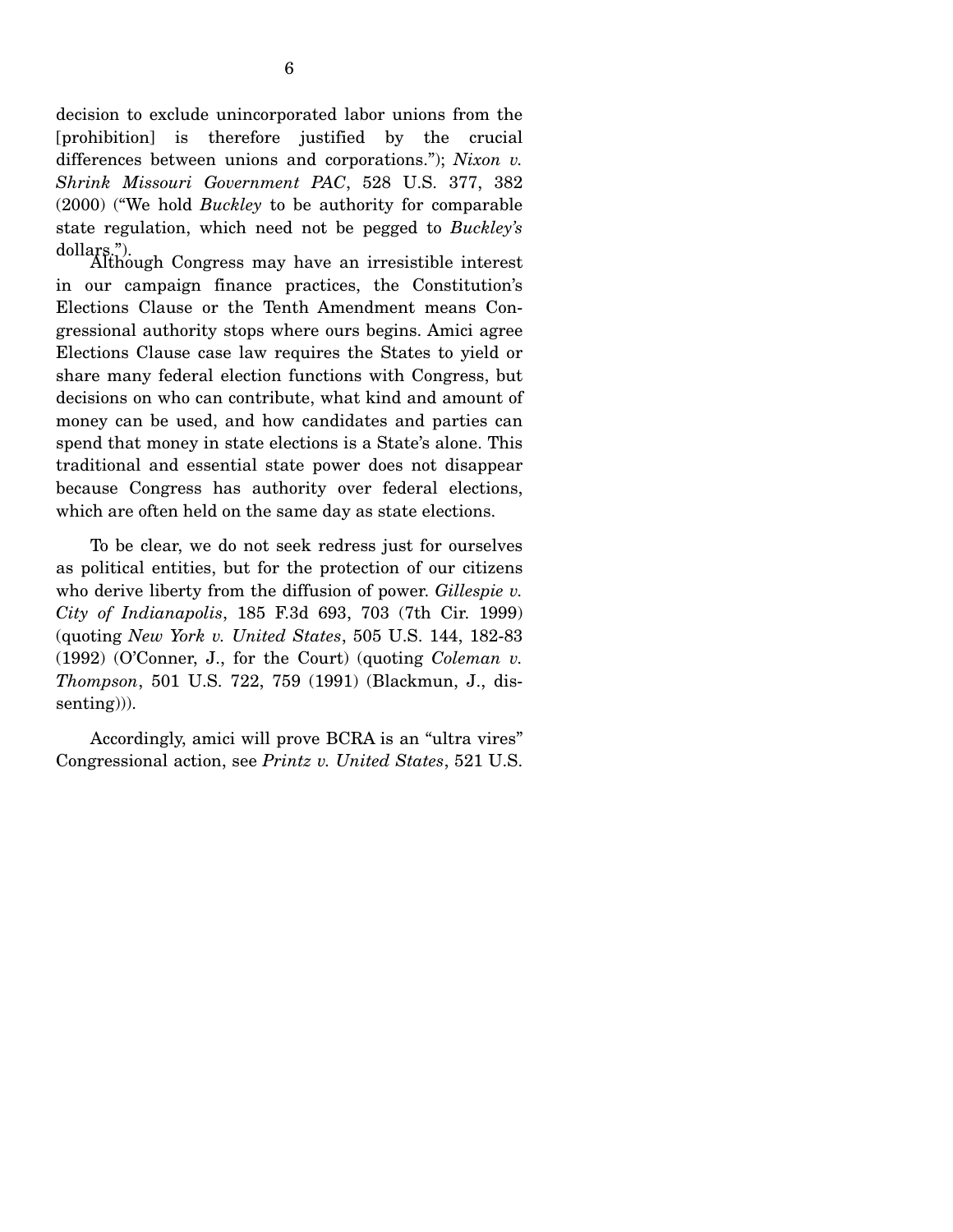decision to exclude unincorporated labor unions from the [prohibition] is therefore justified by the crucial differences between unions and corporations."); *Nixon v. Shrink Missouri Government PAC*, 528 U.S. 377, 382 (2000) ("We hold *Buckley* to be authority for comparable state regulation, which need not be pegged to *Buckley's* dollars.").

Although Congress may have an irresistible interest in our campaign finance practices, the Constitution's Elections Clause or the Tenth Amendment means Congressional authority stops where ours begins. Amici agree Elections Clause case law requires the States to yield or share many federal election functions with Congress, but decisions on who can contribute, what kind and amount of money can be used, and how candidates and parties can spend that money in state elections is a State's alone. This traditional and essential state power does not disappear because Congress has authority over federal elections, which are often held on the same day as state elections.

To be clear, we do not seek redress just for ourselves as political entities, but for the protection of our citizens who derive liberty from the diffusion of power. *Gillespie v. City of Indianapolis*, 185 F.3d 693, 703 (7th Cir. 1999) (quoting *New York v. United States*, 505 U.S. 144, 182-83 (1992) (O'Conner, J., for the Court) (quoting *Coleman v. Thompson*, 501 U.S. 722, 759 (1991) (Blackmun, J., dissenting))).

Accordingly, amici will prove BCRA is an "ultra vires" Congressional action, see *Printz v. United States*, 521 U.S.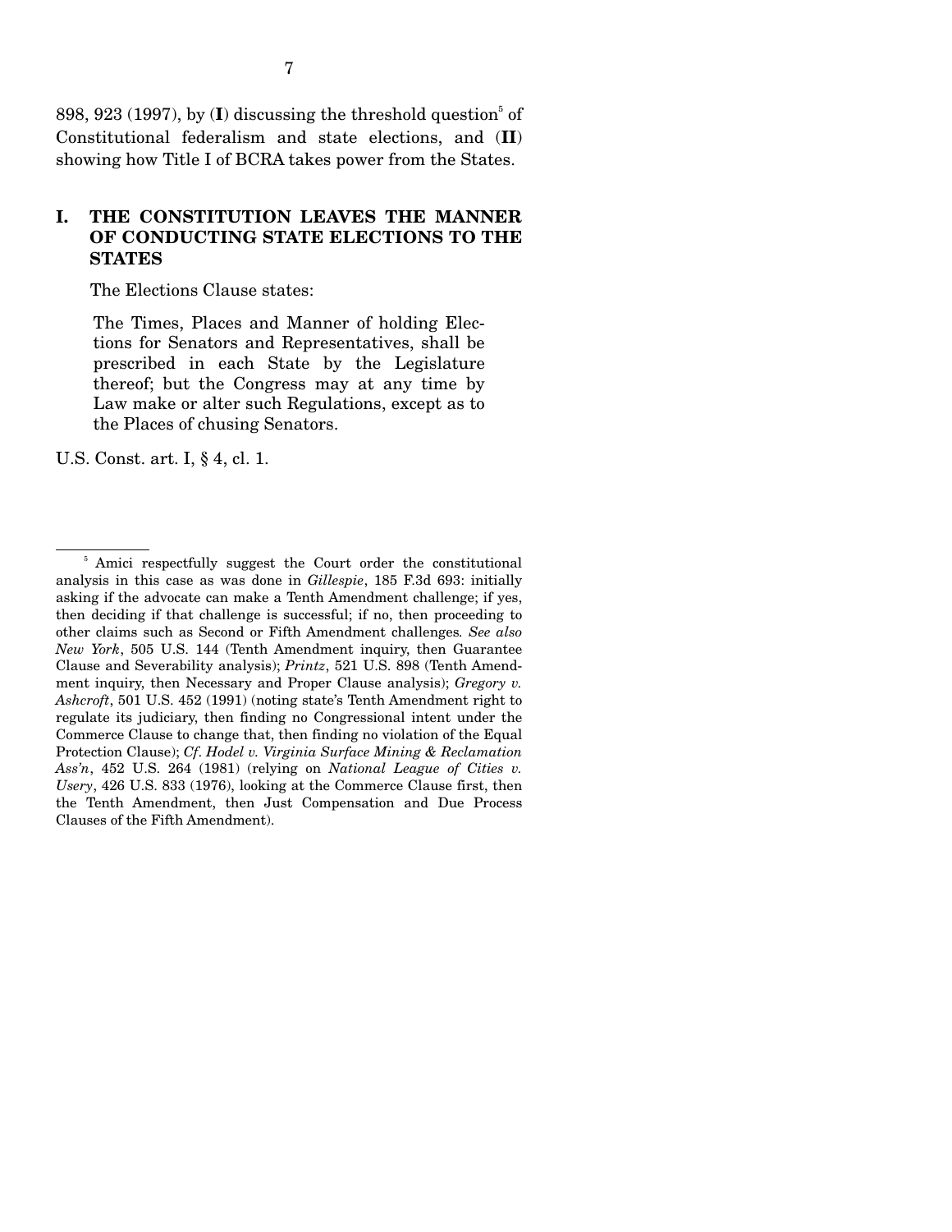898, 923 (1997), by (**I**) discussing the threshold question[5] of Constitutional federalism and state elections, and (**II**) showing how Title I of BCRA takes power from the States.

## I. THE CONSTITUTION LEAVES THE MANNER OF CONDUCTING STATE ELECTIONS TO THE STATES

The Elections Clause states:

> The Times, Places and Manner of holding Elections for Senators and Representatives, shall be prescribed in each State by the Legislature thereof; but the Congress may at any time by Law make or alter such Regulations, except as to the Places of chusing Senators.

U.S. Const. art. I, § 4, cl. 1.

---

[5] Amici respectfully suggest the Court order the constitutional analysis in this case as was done in *Gillespie*, 185 F.3d 693: initially asking if the advocate can make a Tenth Amendment challenge; if yes, then deciding if that challenge is successful; if no, then proceeding to other claims such as Second or Fifth Amendment challenges. *See also New York*, 505 U.S. 144 (Tenth Amendment inquiry, then Guarantee Clause and Severability analysis); *Printz*, 521 U.S. 898 (Tenth Amendment inquiry, then Necessary and Proper Clause analysis); *Gregory v. Ashcroft*, 501 U.S. 452 (1991) (noting state's Tenth Amendment right to regulate its judiciary, then finding no Congressional intent under the Commerce Clause to change that, then finding no violation of the Equal Protection Clause); *Cf. Hodel v. Virginia Surface Mining & Reclamation Ass'n*, 452 U.S. 264 (1981) (relying on *National League of Cities v. Usery*, 426 U.S. 833 (1976), looking at the Commerce Clause first, then the Tenth Amendment, then Just Compensation and Due Process Clauses of the Fifth Amendment).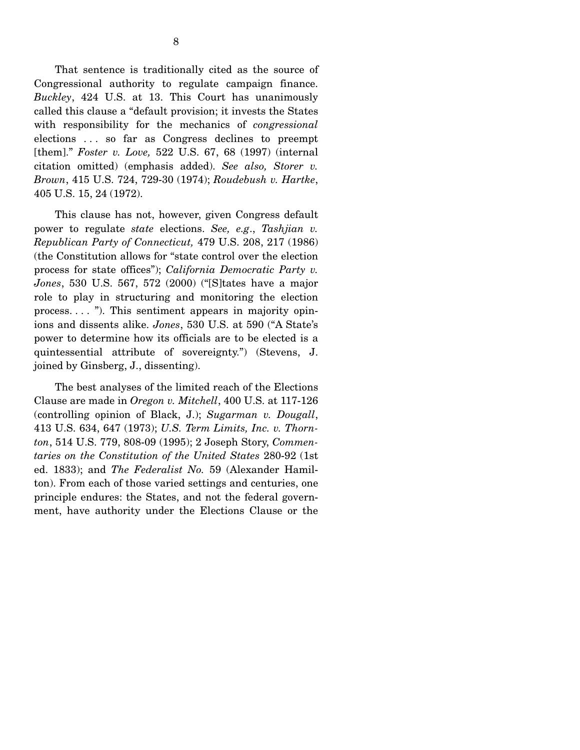That sentence is traditionally cited as the source of Congressional authority to regulate campaign finance. *Buckley*, 424 U.S. at 13. This Court has unanimously called this clause a "default provision; it invests the States with responsibility for the mechanics of *congressional* elections . . . so far as Congress declines to preempt [them]." *Foster v. Love,* 522 U.S. 67, 68 (1997) (internal citation omitted) (emphasis added). *See also, Storer v. Brown*, 415 U.S. 724, 729-30 (1974); *Roudebush v. Hartke*, 405 U.S. 15, 24 (1972).

This clause has not, however, given Congress default power to regulate *state* elections. *See, e.g*., *Tashjian v. Republican Party of Connecticut,* 479 U.S. 208, 217 (1986) (the Constitution allows for "state control over the election process for state offices"); *California Democratic Party v. Jones*, 530 U.S. 567, 572 (2000) ("[S]tates have a major role to play in structuring and monitoring the election process. . . . "). This sentiment appears in majority opinions and dissents alike. *Jones*, 530 U.S. at 590 ("A State's power to determine how its officials are to be elected is a quintessential attribute of sovereignty.") (Stevens, J. joined by Ginsberg, J., dissenting).

The best analyses of the limited reach of the Elections Clause are made in *Oregon v. Mitchell*, 400 U.S. at 117-126 (controlling opinion of Black, J.); *Sugarman v. Dougall*, 413 U.S. 634, 647 (1973); *U.S. Term Limits, Inc. v. Thornton*, 514 U.S. 779, 808-09 (1995); 2 Joseph Story, *Commentaries on the Constitution of the United States* 280-92 (1st ed. 1833); and *The Federalist No.* 59 (Alexander Hamilton). From each of those varied settings and centuries, one principle endures: the States, and not the federal government, have authority under the Elections Clause or the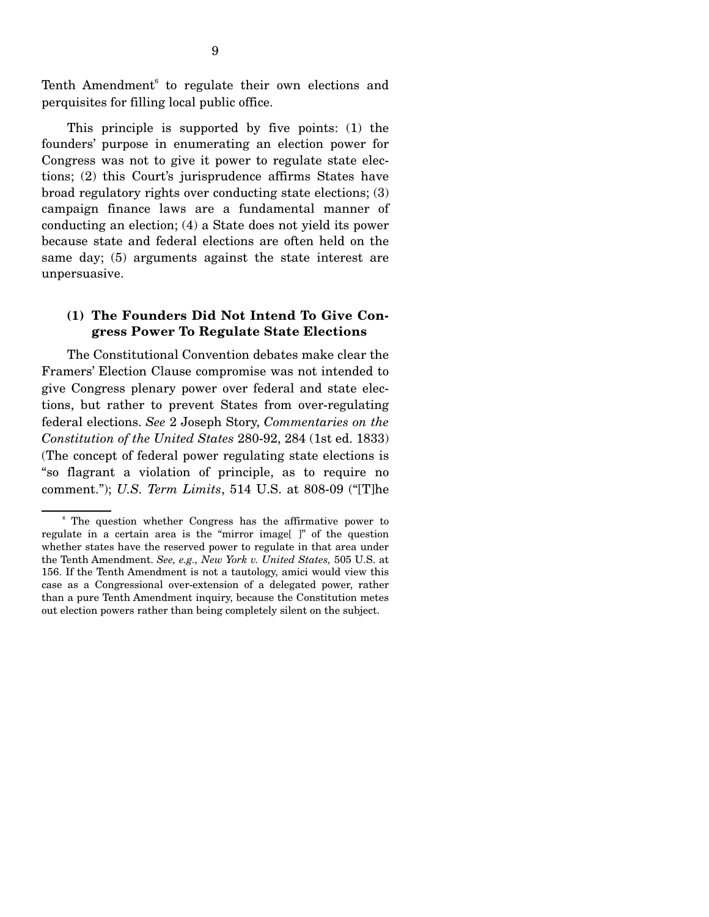Tenth Amendment[6] to regulate their own elections and perquisites for filling local public office.

This principle is supported by five points: (1) the founders' purpose in enumerating an election power for Congress was not to give it power to regulate state elections; (2) this Court's jurisprudence affirms States have broad regulatory rights over conducting state elections; (3) campaign finance laws are a fundamental manner of conducting an election; (4) a State does not yield its power because state and federal elections are often held on the same day; (5) arguments against the state interest are unpersuasive.

### (1) The Founders Did Not Intend To Give Congress Power To Regulate State Elections

The Constitutional Convention debates make clear the Framers' Election Clause compromise was not intended to give Congress plenary power over federal and state elections, but rather to prevent States from over-regulating federal elections. *See* 2 Joseph Story, *Commentaries on the Constitution of the United States* 280-92, 284 (1st ed. 1833) (The concept of federal power regulating state elections is "so flagrant a violation of principle, as to require no comment."); *U.S. Term Limits*, 514 U.S. at 808-09 ("[T]he

---

[6] The question whether Congress has the affirmative power to regulate in a certain area is the "mirror image[ ]" of the question whether states have the reserved power to regulate in that area under the Tenth Amendment. *See, e.g., New York v. United States,* 505 U.S. at 156. If the Tenth Amendment is not a tautology, amici would view this case as a Congressional over-extension of a delegated power, rather than a pure Tenth Amendment inquiry, because the Constitution metes out election powers rather than being completely silent on the subject.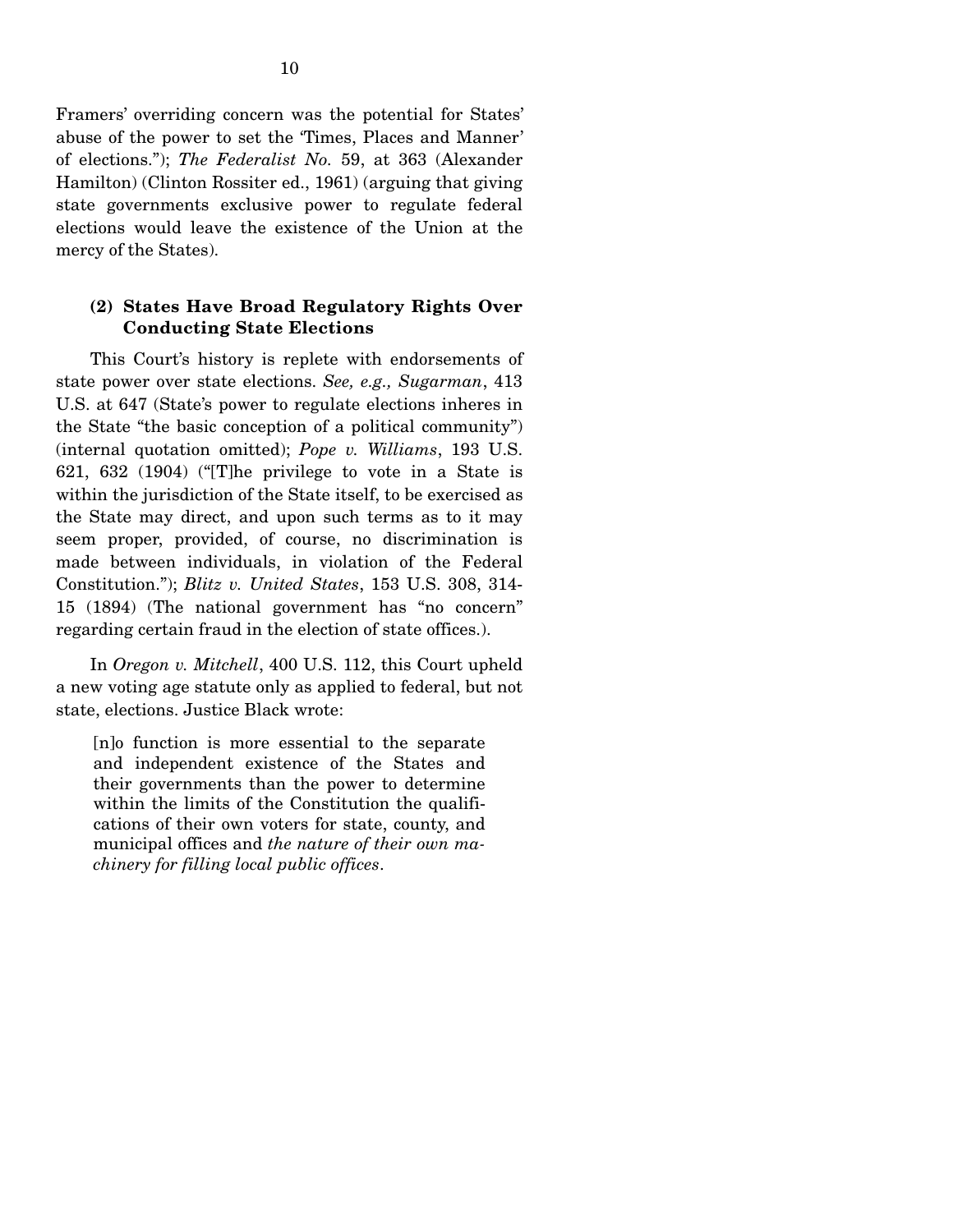Framers' overriding concern was the potential for States' abuse of the power to set the 'Times, Places and Manner' of elections."); *The Federalist No.* 59, at 363 (Alexander Hamilton) (Clinton Rossiter ed., 1961) (arguing that giving state governments exclusive power to regulate federal elections would leave the existence of the Union at the mercy of the States).

### (2) States Have Broad Regulatory Rights Over Conducting State Elections

This Court's history is replete with endorsements of state power over state elections. *See, e.g., Sugarman*, 413 U.S. at 647 (State's power to regulate elections inheres in the State "the basic conception of a political community") (internal quotation omitted); *Pope v. Williams*, 193 U.S. 621, 632 (1904) ("[T]he privilege to vote in a State is within the jurisdiction of the State itself, to be exercised as the State may direct, and upon such terms as to it may seem proper, provided, of course, no discrimination is made between individuals, in violation of the Federal Constitution."); *Blitz v. United States*, 153 U.S. 308, 314-15 (1894) (The national government has "no concern" regarding certain fraud in the election of state offices.).

In *Oregon v. Mitchell*, 400 U.S. 112, this Court upheld a new voting age statute only as applied to federal, but not state, elections. Justice Black wrote:

> [n]o function is more essential to the separate and independent existence of the States and their governments than the power to determine within the limits of the Constitution the qualifications of their own voters for state, county, and municipal offices and *the nature of their own machinery for filling local public offices*.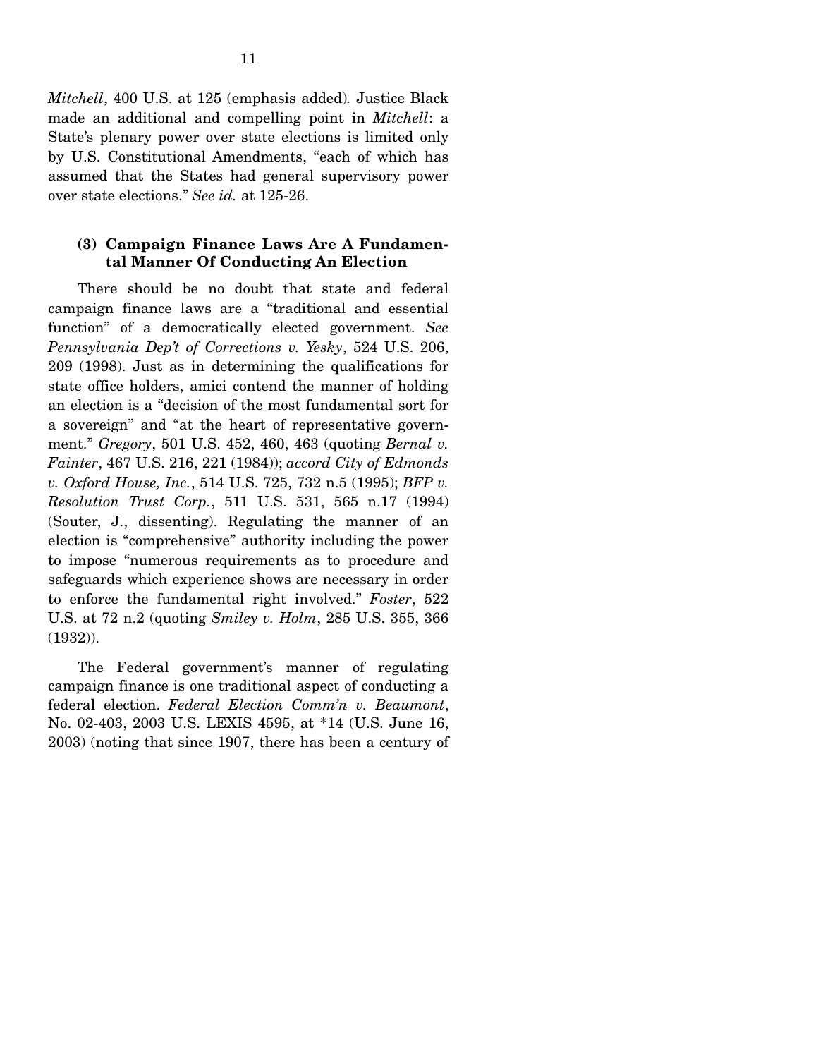*Mitchell*, 400 U.S. at 125 (emphasis added). Justice Black made an additional and compelling point in *Mitchell*: a State's plenary power over state elections is limited only by U.S. Constitutional Amendments, "each of which has assumed that the States had general supervisory power over state elections." *See id.* at 125-26.

### (3) Campaign Finance Laws Are A Fundamental Manner Of Conducting An Election

There should be no doubt that state and federal campaign finance laws are a "traditional and essential function" of a democratically elected government. *See Pennsylvania Dep't of Corrections v. Yesky*, 524 U.S. 206, 209 (1998). Just as in determining the qualifications for state office holders, amici contend the manner of holding an election is a "decision of the most fundamental sort for a sovereign" and "at the heart of representative government." *Gregory*, 501 U.S. 452, 460, 463 (quoting *Bernal v. Fainter*, 467 U.S. 216, 221 (1984)); *accord City of Edmonds v. Oxford House, Inc.*, 514 U.S. 725, 732 n.5 (1995); *BFP v. Resolution Trust Corp.*, 511 U.S. 531, 565 n.17 (1994) (Souter, J., dissenting). Regulating the manner of an election is "comprehensive" authority including the power to impose "numerous requirements as to procedure and safeguards which experience shows are necessary in order to enforce the fundamental right involved." *Foster*, 522 U.S. at 72 n.2 (quoting *Smiley v. Holm*, 285 U.S. 355, 366 (1932)).

The Federal government's manner of regulating campaign finance is one traditional aspect of conducting a federal election. *Federal Election Comm'n v. Beaumont*, No. 02-403, 2003 U.S. LEXIS 4595, at *14 (U.S. June 16, 2003) (noting that since 1907, there has been a century of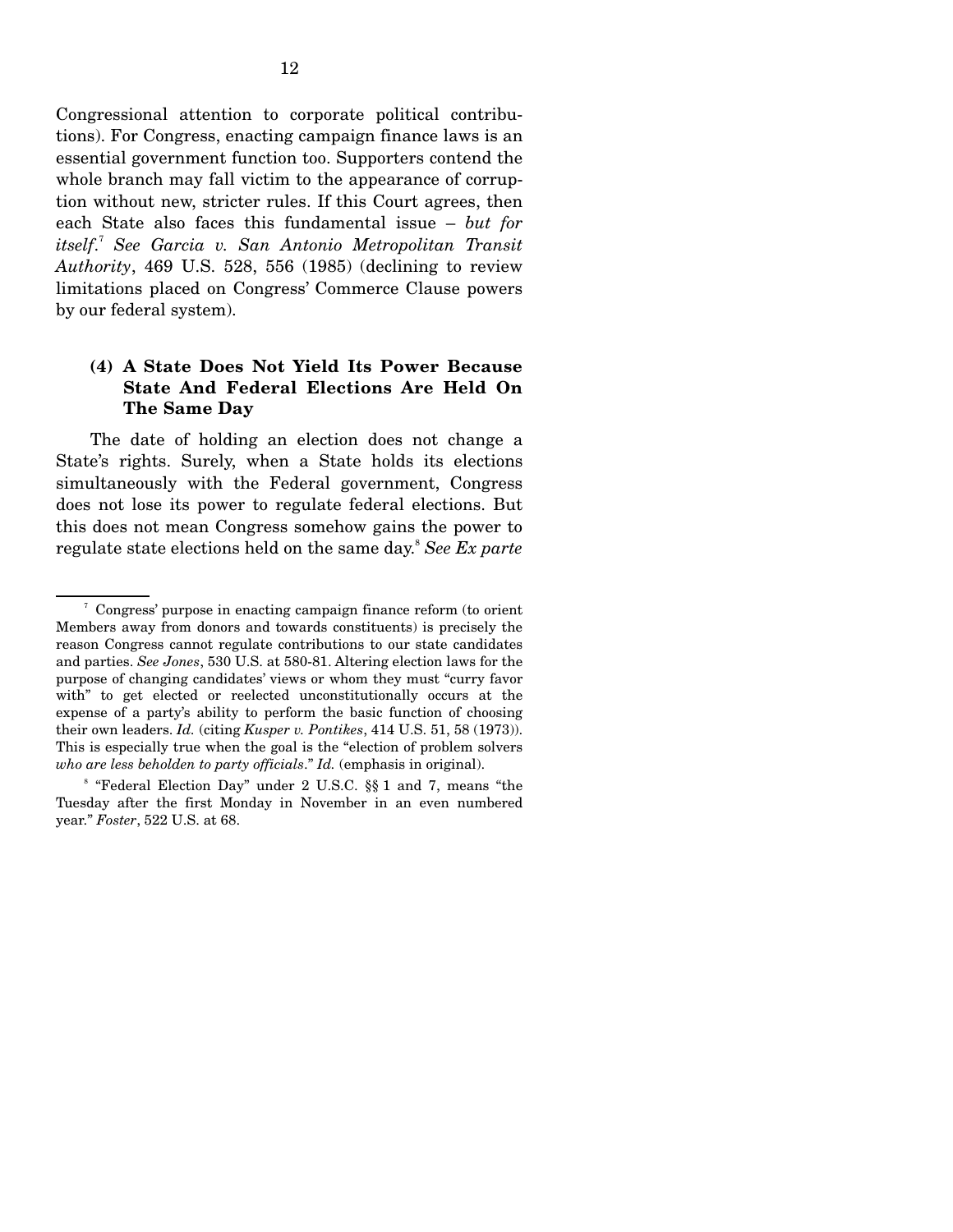Congressional attention to corporate political contributions). For Congress, enacting campaign finance laws is an essential government function too. Supporters contend the whole branch may fall victim to the appearance of corruption without new, stricter rules. If this Court agrees, then each State also faces this fundamental issue – *but for itself*.[7] *See Garcia v. San Antonio Metropolitan Transit Authority*, 469 U.S. 528, 556 (1985) (declining to review limitations placed on Congress' Commerce Clause powers by our federal system).

### (4) A State Does Not Yield Its Power Because State And Federal Elections Are Held On The Same Day

The date of holding an election does not change a State's rights. Surely, when a State holds its elections simultaneously with the Federal government, Congress does not lose its power to regulate federal elections. But this does not mean Congress somehow gains the power to regulate state elections held on the same day.[8] *See Ex parte*

---

[7] Congress' purpose in enacting campaign finance reform (to orient Members away from donors and towards constituents) is precisely the reason Congress cannot regulate contributions to our state candidates and parties. *See Jones*, 530 U.S. at 580-81. Altering election laws for the purpose of changing candidates' views or whom they must "curry favor with" to get elected or reelected unconstitutionally occurs at the expense of a party's ability to perform the basic function of choosing their own leaders. *Id.* (citing *Kusper v. Pontikes*, 414 U.S. 51, 58 (1973)). This is especially true when the goal is the "election of problem solvers *who are less beholden to party officials*." *Id.* (emphasis in original).

[8] "Federal Election Day" under 2 U.S.C. §§ 1 and 7, means "the Tuesday after the first Monday in November in an even numbered year." *Foster*, 522 U.S. at 68.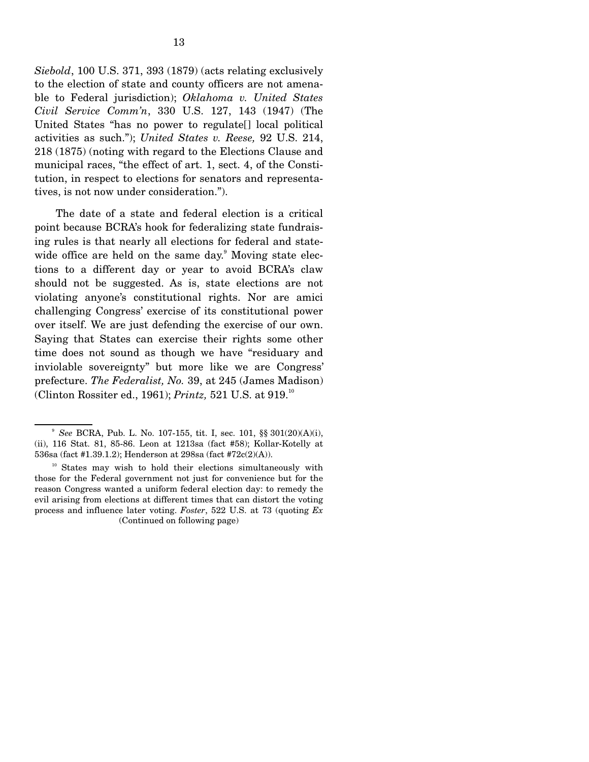*Siebold*, 100 U.S. 371, 393 (1879) (acts relating exclusively to the election of state and county officers are not amenable to Federal jurisdiction); *Oklahoma v. United States Civil Service Comm'n*, 330 U.S. 127, 143 (1947) (The United States "has no power to regulate[] local political activities as such."); *United States v. Reese,* 92 U.S. 214, 218 (1875) (noting with regard to the Elections Clause and municipal races, "the effect of art. 1, sect. 4, of the Constitution, in respect to elections for senators and representatives, is not now under consideration.").

The date of a state and federal election is a critical point because BCRA's hook for federalizing state fundraising rules is that nearly all elections for federal and statewide office are held on the same day.[9] Moving state elections to a different day or year to avoid BCRA's claw should not be suggested. As is, state elections are not violating anyone's constitutional rights. Nor are amici challenging Congress' exercise of its constitutional power over itself. We are just defending the exercise of our own. Saying that States can exercise their rights some other time does not sound as though we have "residuary and inviolable sovereignty" but more like we are Congress' prefecture. *The Federalist, No.* 39, at 245 (James Madison) (Clinton Rossiter ed., 1961); *Printz,* 521 U.S. at 919.[10]

---

[9] *See* BCRA, Pub. L. No. 107-155, tit. I, sec. 101, §§ 301(20)(A)(i), (ii), 116 Stat. 81, 85-86. Leon at 1213sa (fact #58); Kollar-Kotelly at 536sa (fact #1.39.1.2); Henderson at 298sa (fact #72c(2)(A)).

[10] States may wish to hold their elections simultaneously with those for the Federal government not just for convenience but for the reason Congress wanted a uniform federal election day: to remedy the evil arising from elections at different times that can distort the voting process and influence later voting. *Foster*, 522 U.S. at 73 (quoting *Ex*

(Continued on following page)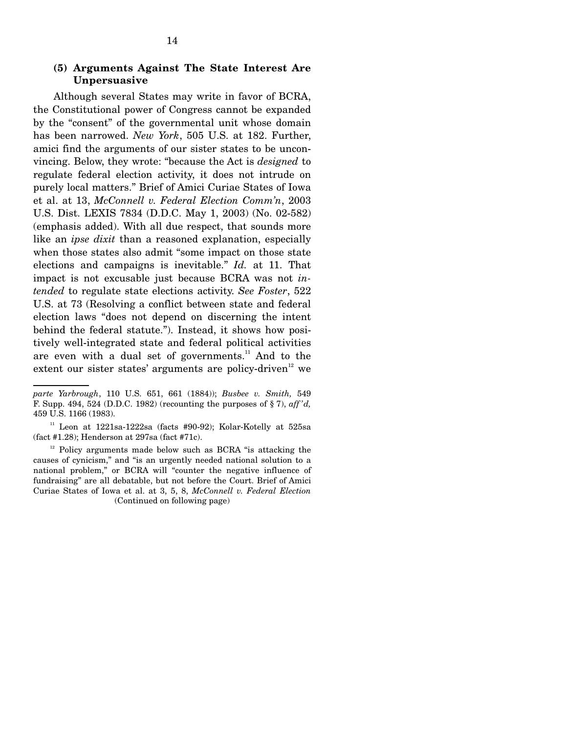### (5) Arguments Against The State Interest Are Unpersuasive

Although several States may write in favor of BCRA, the Constitutional power of Congress cannot be expanded by the "consent" of the governmental unit whose domain has been narrowed. *New York*, 505 U.S. at 182. Further, amici find the arguments of our sister states to be unconvincing. Below, they wrote: "because the Act is *designed* to regulate federal election activity, it does not intrude on purely local matters." Brief of Amici Curiae States of Iowa et al. at 13, *McConnell v. Federal Election Comm'n*, 2003 U.S. Dist. LEXIS 7834 (D.D.C. May 1, 2003) (No. 02-582) (emphasis added). With all due respect, that sounds more like an *ipse dixit* than a reasoned explanation, especially when those states also admit "some impact on those state elections and campaigns is inevitable." *Id.* at 11. That impact is not excusable just because BCRA was not *intended* to regulate state elections activity. *See Foster*, 522 U.S. at 73 (Resolving a conflict between state and federal election laws "does not depend on discerning the intent behind the federal statute."). Instead, it shows how positively well-integrated state and federal political activities are even with a dual set of governments.[11] And to the extent our sister states' arguments are policy-driven[12] we

---

*parte Yarbrough*, 110 U.S. 651, 661 (1884)); *Busbee v. Smith,* 549 F. Supp. 494, 524 (D.D.C. 1982) (recounting the purposes of § 7), *aff'd,* 459 U.S. 1166 (1983).

[11] Leon at 1221sa-1222sa (facts #90-92); Kolar-Kotelly at 525sa (fact #1.28); Henderson at 297sa (fact #71c).

[12] Policy arguments made below such as BCRA "is attacking the causes of cynicism," and "is an urgently needed national solution to a national problem," or BCRA will "counter the negative influence of fundraising" are all debatable, but not before the Court. Brief of Amici Curiae States of Iowa et al. at 3, 5, 8, *McConnell v. Federal Election*

(Continued on following page)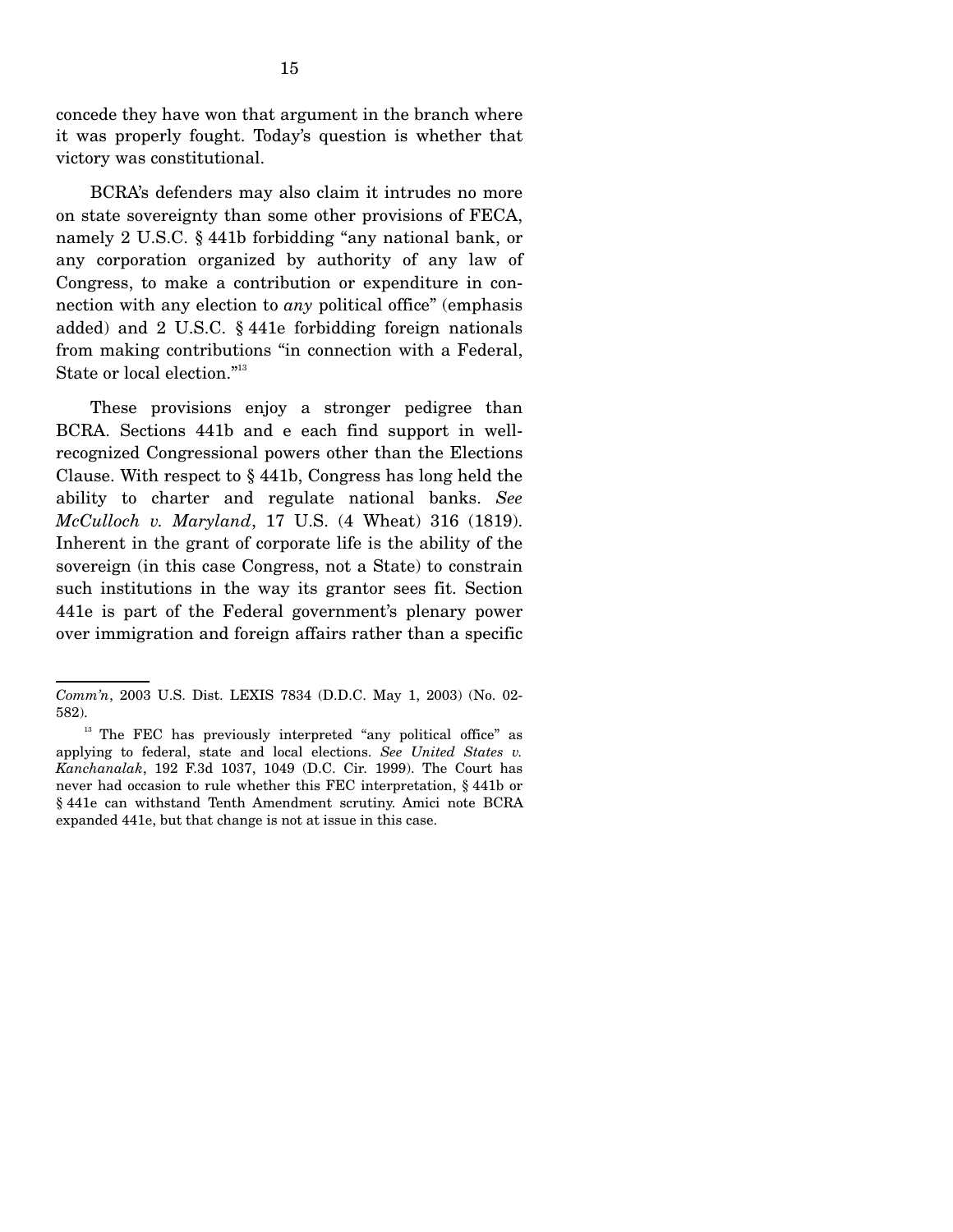concede they have won that argument in the branch where it was properly fought. Today's question is whether that victory was constitutional.

BCRA's defenders may also claim it intrudes no more on state sovereignty than some other provisions of FECA, namely 2 U.S.C. § 441b forbidding "any national bank, or any corporation organized by authority of any law of Congress, to make a contribution or expenditure in connection with any election to *any* political office" (emphasis added) and 2 U.S.C. § 441e forbidding foreign nationals from making contributions "in connection with a Federal, State or local election."[13]

These provisions enjoy a stronger pedigree than BCRA. Sections 441b and e each find support in well-recognized Congressional powers other than the Elections Clause. With respect to § 441b, Congress has long held the ability to charter and regulate national banks. *See McCulloch v. Maryland*, 17 U.S. (4 Wheat) 316 (1819). Inherent in the grant of corporate life is the ability of the sovereign (in this case Congress, not a State) to constrain such institutions in the way its grantor sees fit. Section 441e is part of the Federal government's plenary power over immigration and foreign affairs rather than a specific

---

*Comm'n*, 2003 U.S. Dist. LEXIS 7834 (D.D.C. May 1, 2003) (No. 02-582).

[13] The FEC has previously interpreted "any political office" as applying to federal, state and local elections. *See United States v. Kanchanalak*, 192 F.3d 1037, 1049 (D.C. Cir. 1999). The Court has never had occasion to rule whether this FEC interpretation, § 441b or § 441e can withstand Tenth Amendment scrutiny. Amici note BCRA expanded 441e, but that change is not at issue in this case.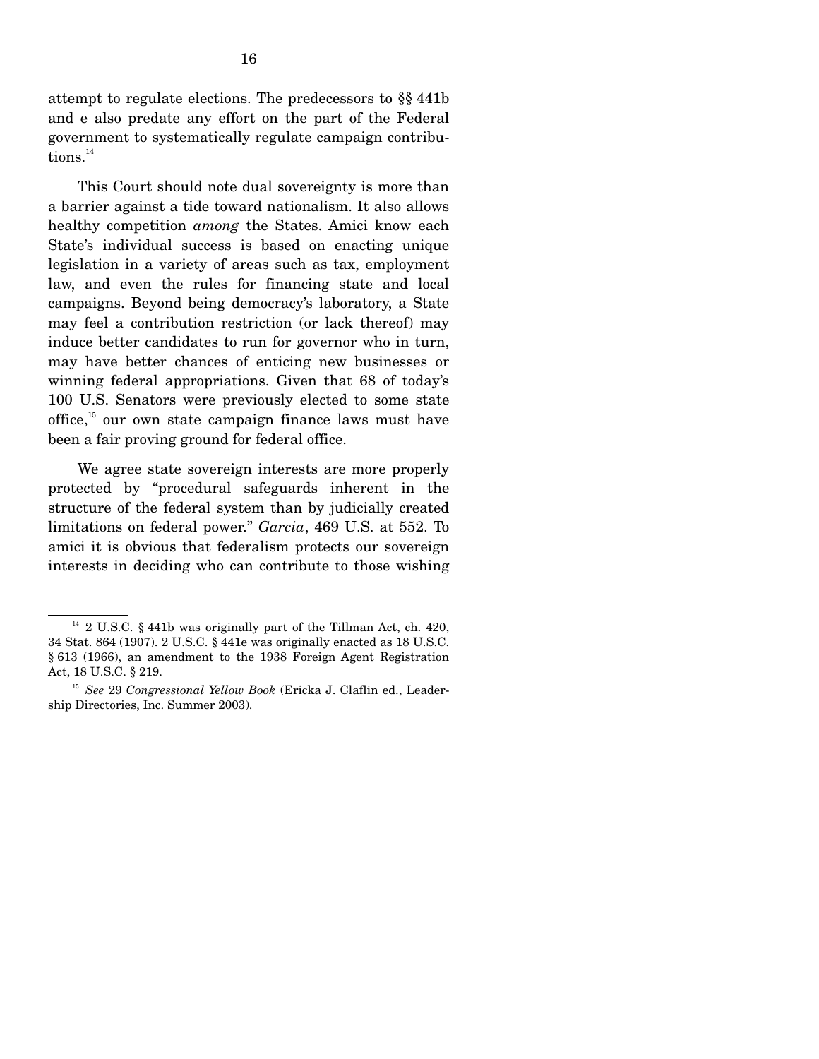attempt to regulate elections. The predecessors to §§ 441b and e also predate any effort on the part of the Federal government to systematically regulate campaign contributions.[14]

This Court should note dual sovereignty is more than a barrier against a tide toward nationalism. It also allows healthy competition *among* the States. Amici know each State's individual success is based on enacting unique legislation in a variety of areas such as tax, employment law, and even the rules for financing state and local campaigns. Beyond being democracy's laboratory, a State may feel a contribution restriction (or lack thereof) may induce better candidates to run for governor who in turn, may have better chances of enticing new businesses or winning federal appropriations. Given that 68 of today's 100 U.S. Senators were previously elected to some state office,[15] our own state campaign finance laws must have been a fair proving ground for federal office.

We agree state sovereign interests are more properly protected by "procedural safeguards inherent in the structure of the federal system than by judicially created limitations on federal power." *Garcia*, 469 U.S. at 552. To amici it is obvious that federalism protects our sovereign interests in deciding who can contribute to those wishing

---

[14] 2 U.S.C. § 441b was originally part of the Tillman Act, ch. 420, 34 Stat. 864 (1907). 2 U.S.C. § 441e was originally enacted as 18 U.S.C. § 613 (1966), an amendment to the 1938 Foreign Agent Registration Act, 18 U.S.C. § 219.

[15] *See* 29 *Congressional Yellow Book* (Ericka J. Claflin ed., Leadership Directories, Inc. Summer 2003).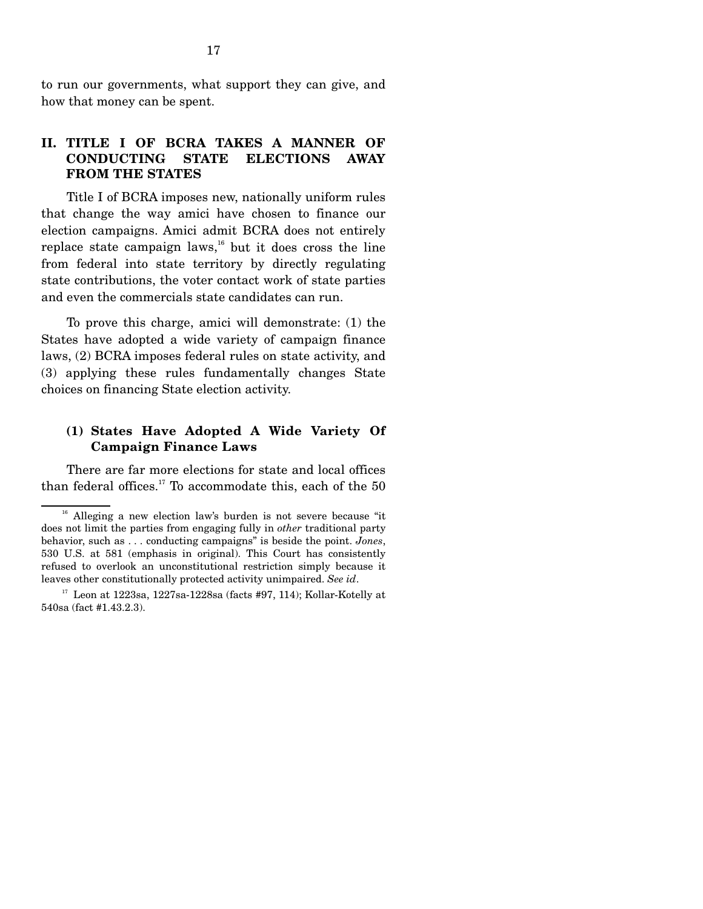to run our governments, what support they can give, and how that money can be spent.

## II. TITLE I OF BCRA TAKES A MANNER OF CONDUCTING STATE ELECTIONS AWAY FROM THE STATES

Title I of BCRA imposes new, nationally uniform rules that change the way amici have chosen to finance our election campaigns. Amici admit BCRA does not entirely replace state campaign laws,[16] but it does cross the line from federal into state territory by directly regulating state contributions, the voter contact work of state parties and even the commercials state candidates can run.

To prove this charge, amici will demonstrate: (1) the States have adopted a wide variety of campaign finance laws, (2) BCRA imposes federal rules on state activity, and (3) applying these rules fundamentally changes State choices on financing State election activity.

### (1) States Have Adopted A Wide Variety Of Campaign Finance Laws

There are far more elections for state and local offices than federal offices.[17] To accommodate this, each of the 50

---

[16] Alleging a new election law's burden is not severe because "it does not limit the parties from engaging fully in *other* traditional party behavior, such as . . . conducting campaigns" is beside the point. *Jones*, 530 U.S. at 581 (emphasis in original). This Court has consistently refused to overlook an unconstitutional restriction simply because it leaves other constitutionally protected activity unimpaired. *See id*.

[17] Leon at 1223sa, 1227sa-1228sa (facts #97, 114); Kollar-Kotelly at 540sa (fact #1.43.2.3).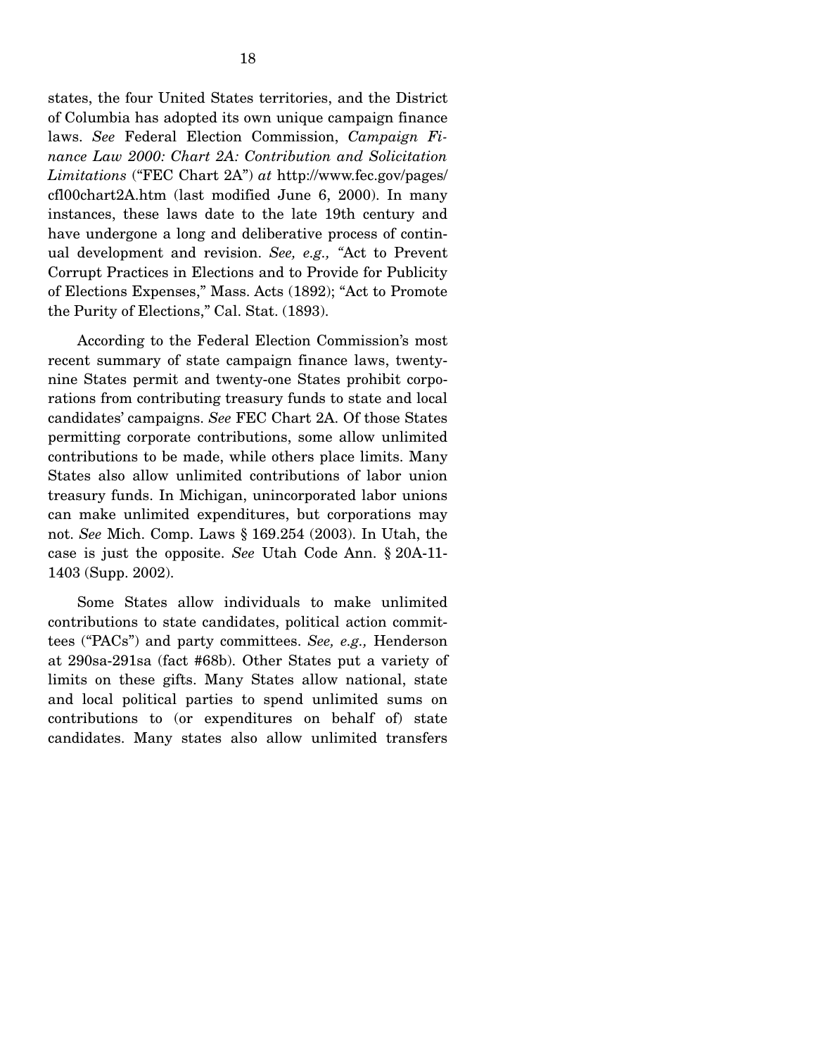states, the four United States territories, and the District of Columbia has adopted its own unique campaign finance laws. *See* Federal Election Commission, *Campaign Finance Law 2000: Chart 2A: Contribution and Solicitation Limitations* ("FEC Chart 2A") *at* http://www.fec.gov/pages/cfl00chart2A.htm (last modified June 6, 2000). In many instances, these laws date to the late 19th century and have undergone a long and deliberative process of continual development and revision. *See, e.g.,* "Act to Prevent Corrupt Practices in Elections and to Provide for Publicity of Elections Expenses," Mass. Acts (1892); "Act to Promote the Purity of Elections," Cal. Stat. (1893).

According to the Federal Election Commission's most recent summary of state campaign finance laws, twenty-nine States permit and twenty-one States prohibit corporations from contributing treasury funds to state and local candidates' campaigns. *See* FEC Chart 2A. Of those States permitting corporate contributions, some allow unlimited contributions to be made, while others place limits. Many States also allow unlimited contributions of labor union treasury funds. In Michigan, unincorporated labor unions can make unlimited expenditures, but corporations may not. *See* Mich. Comp. Laws § 169.254 (2003). In Utah, the case is just the opposite. *See* Utah Code Ann. § 20A-11-1403 (Supp. 2002).

Some States allow individuals to make unlimited contributions to state candidates, political action committees ("PACs") and party committees. *See, e.g.,* Henderson at 290sa-291sa (fact #68b). Other States put a variety of limits on these gifts. Many States allow national, state and local political parties to spend unlimited sums on contributions to (or expenditures on behalf of) state candidates. Many states also allow unlimited transfers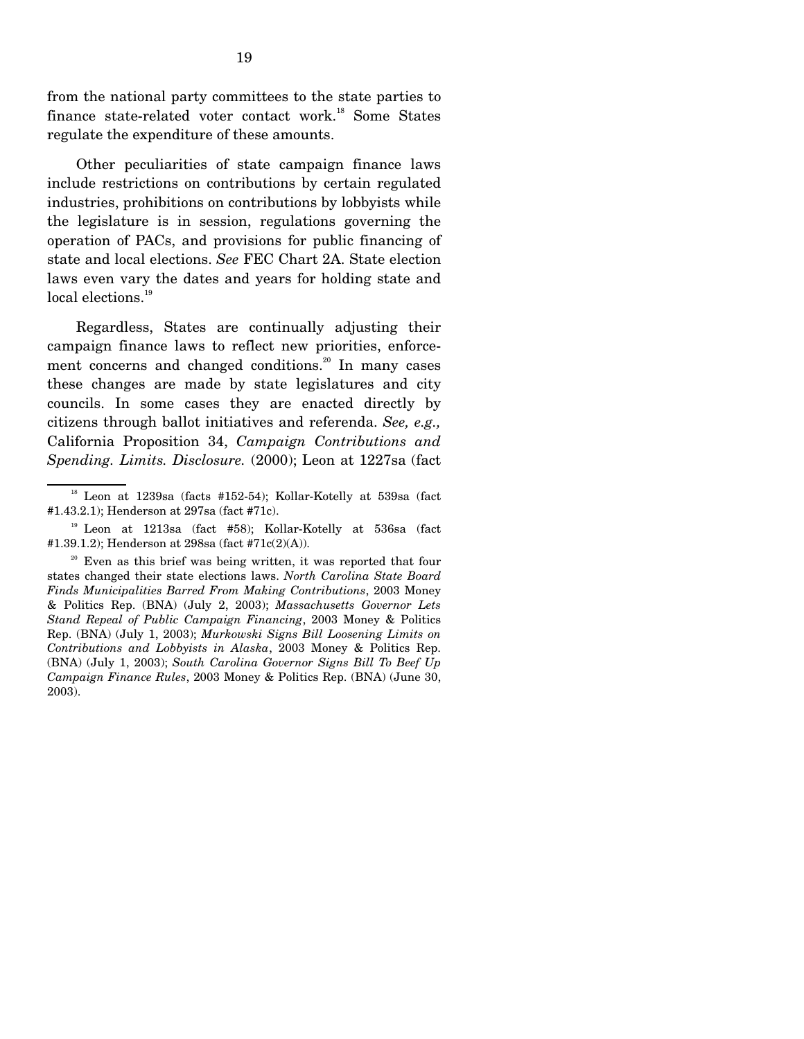from the national party committees to the state parties to finance state-related voter contact work.[18] Some States regulate the expenditure of these amounts.

Other peculiarities of state campaign finance laws include restrictions on contributions by certain regulated industries, prohibitions on contributions by lobbyists while the legislature is in session, regulations governing the operation of PACs, and provisions for public financing of state and local elections. *See* FEC Chart 2A. State election laws even vary the dates and years for holding state and local elections.[19]

Regardless, States are continually adjusting their campaign finance laws to reflect new priorities, enforcement concerns and changed conditions.[20] In many cases these changes are made by state legislatures and city councils. In some cases they are enacted directly by citizens through ballot initiatives and referenda. *See, e.g.,* California Proposition 34, *Campaign Contributions and Spending. Limits. Disclosure.* (2000); Leon at 1227sa (fact

---

[18] Leon at 1239sa (facts #152-54); Kollar-Kotelly at 539sa (fact #1.43.2.1); Henderson at 297sa (fact #71c).

[19] Leon at 1213sa (fact #58); Kollar-Kotelly at 536sa (fact #1.39.1.2); Henderson at 298sa (fact #71c(2)(A)).

[20] Even as this brief was being written, it was reported that four states changed their state elections laws. *North Carolina State Board Finds Municipalities Barred From Making Contributions*, 2003 Money & Politics Rep. (BNA) (July 2, 2003); *Massachusetts Governor Lets Stand Repeal of Public Campaign Financing*, 2003 Money & Politics Rep. (BNA) (July 1, 2003); *Murkowski Signs Bill Loosening Limits on Contributions and Lobbyists in Alaska*, 2003 Money & Politics Rep. (BNA) (July 1, 2003); *South Carolina Governor Signs Bill To Beef Up Campaign Finance Rules*, 2003 Money & Politics Rep. (BNA) (June 30, 2003).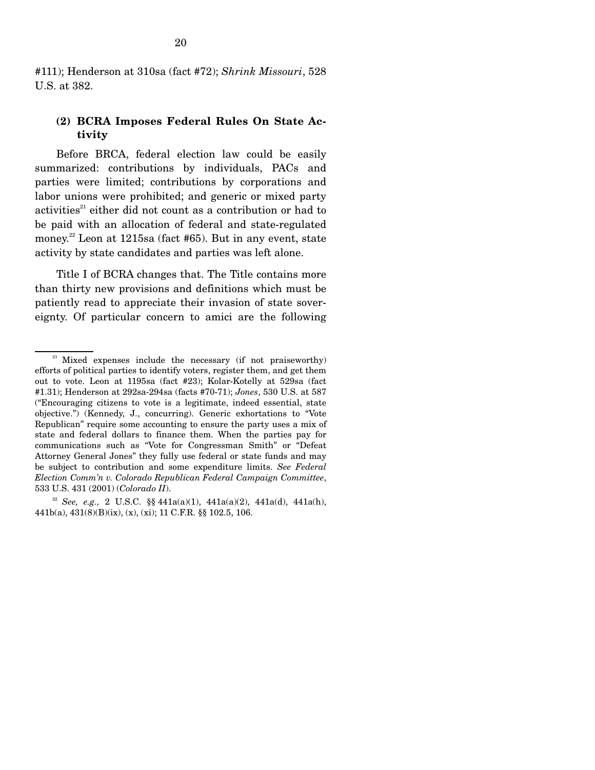#111); Henderson at 310sa (fact #72); *Shrink Missouri*, 528 U.S. at 382.

### (2) BCRA Imposes Federal Rules On State Activity

Before BRCA, federal election law could be easily summarized: contributions by individuals, PACs and parties were limited; contributions by corporations and labor unions were prohibited; and generic or mixed party activities[21] either did not count as a contribution or had to be paid with an allocation of federal and state-regulated money.[22] Leon at 1215sa (fact #65). But in any event, state activity by state candidates and parties was left alone.

Title I of BCRA changes that. The Title contains more than thirty new provisions and definitions which must be patiently read to appreciate their invasion of state sovereignty. Of particular concern to amici are the following

---

[21] Mixed expenses include the necessary (if not praiseworthy) efforts of political parties to identify voters, register them, and get them out to vote. Leon at 1195sa (fact #23); Kolar-Kotelly at 529sa (fact #1.31); Henderson at 292sa-294sa (facts #70-71); *Jones*, 530 U.S. at 587 ("Encouraging citizens to vote is a legitimate, indeed essential, state objective.") (Kennedy, J., concurring). Generic exhortations to "Vote Republican" require some accounting to ensure the party uses a mix of state and federal dollars to finance them. When the parties pay for communications such as "Vote for Congressman Smith" or "Defeat Attorney General Jones" they fully use federal or state funds and may be subject to contribution and some expenditure limits. *See Federal Election Comm'n v. Colorado Republican Federal Campaign Committee*, 533 U.S. 431 (2001) (*Colorado II*).

[22] *See, e.g.,* 2 U.S.C. §§ 441a(a)(1), 441a(a)(2), 441a(d), 441a(h), 441b(a), 431(8)(B)(ix), (x), (xi); 11 C.F.R. §§ 102.5, 106.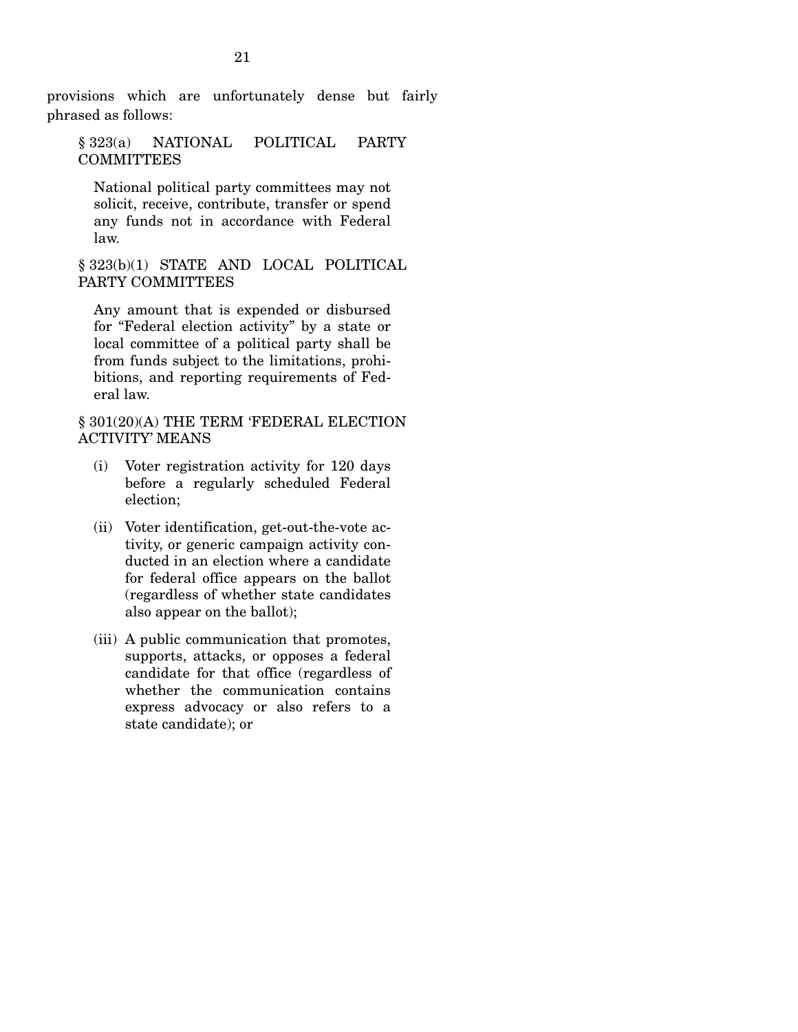provisions which are unfortunately dense but fairly phrased as follows:

> § 323(a) NATIONAL POLITICAL PARTY COMMITTEES
>
> National political party committees may not solicit, receive, contribute, transfer or spend any funds not in accordance with Federal law.
>
> § 323(b)(1) STATE AND LOCAL POLITICAL PARTY COMMITTEES
>
> Any amount that is expended or disbursed for "Federal election activity" by a state or local committee of a political party shall be from funds subject to the limitations, prohibitions, and reporting requirements of Federal law.
>
> § 301(20)(A) THE TERM 'FEDERAL ELECTION ACTIVITY' MEANS
>
> (i) Voter registration activity for 120 days before a regularly scheduled Federal election;
>
> (ii) Voter identification, get-out-the-vote activity, or generic campaign activity conducted in an election where a candidate for federal office appears on the ballot (regardless of whether state candidates also appear on the ballot);
>
> (iii) A public communication that promotes, supports, attacks, or opposes a federal candidate for that office (regardless of whether the communication contains express advocacy or also refers to a state candidate); or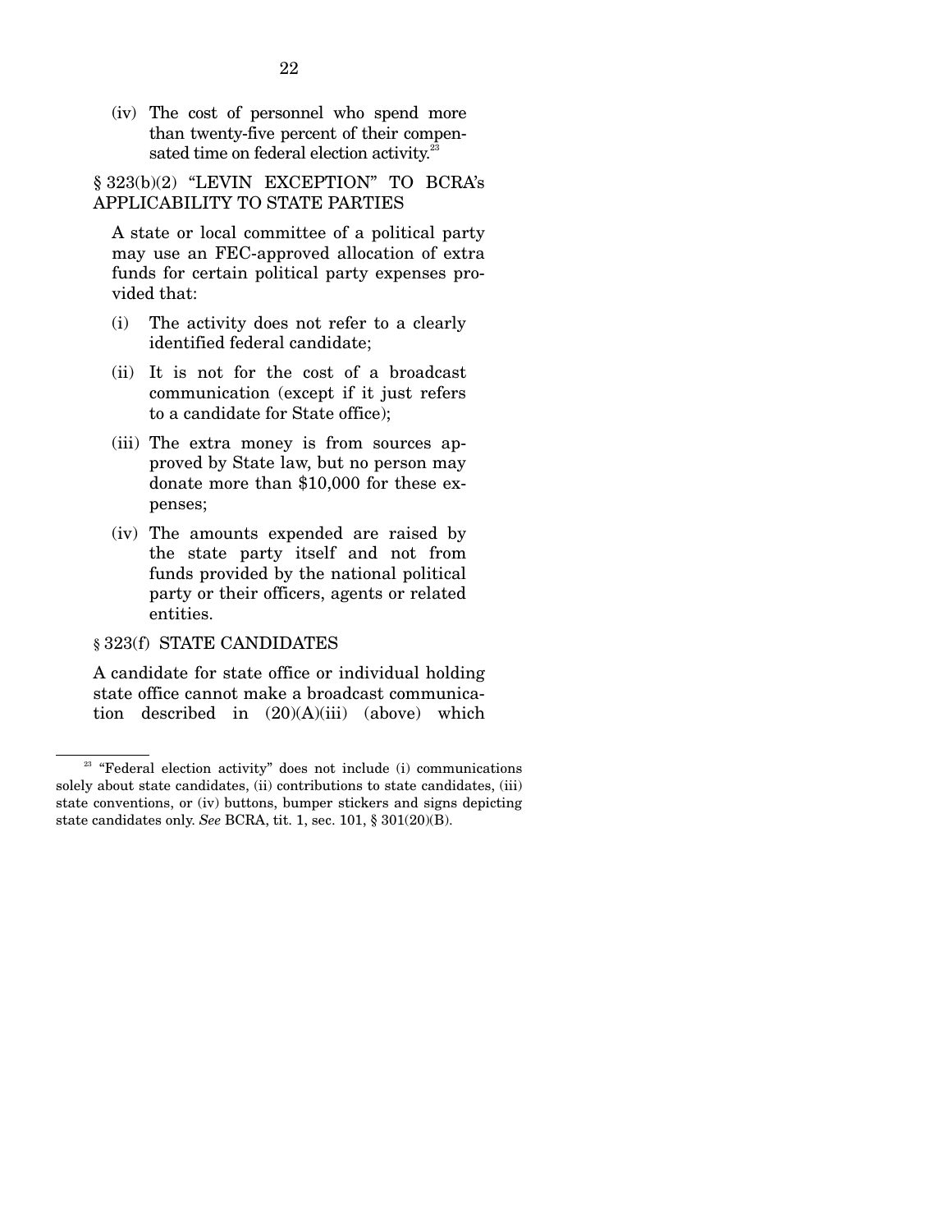(iv) The cost of personnel who spend more than twenty-five percent of their compensated time on federal election activity.[23]

§ 323(b)(2) "LEVIN EXCEPTION" TO BCRA's APPLICABILITY TO STATE PARTIES

A state or local committee of a political party may use an FEC-approved allocation of extra funds for certain political party expenses provided that:

(i) The activity does not refer to a clearly identified federal candidate;

(ii) It is not for the cost of a broadcast communication (except if it just refers to a candidate for State office);

(iii) The extra money is from sources approved by State law, but no person may donate more than $10,000 for these expenses;

(iv) The amounts expended are raised by the state party itself and not from funds provided by the national political party or their officers, agents or related entities.

§ 323(f) STATE CANDIDATES

A candidate for state office or individual holding state office cannot make a broadcast communication described in (20)(A)(iii) (above) which

---

[23] "Federal election activity" does not include (i) communications solely about state candidates, (ii) contributions to state candidates, (iii) state conventions, or (iv) buttons, bumper stickers and signs depicting state candidates only. *See* BCRA, tit. 1, sec. 101, § 301(20)(B).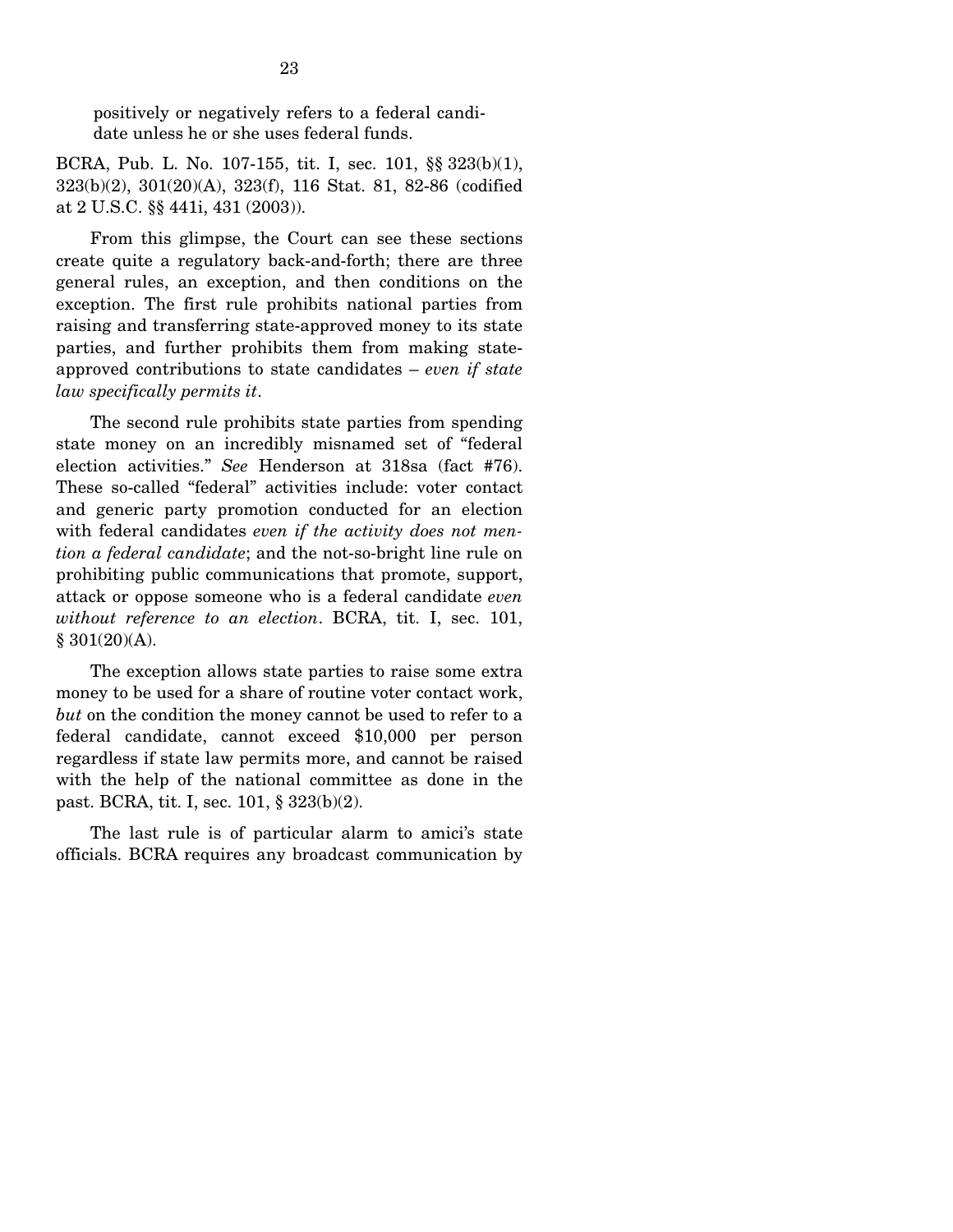> positively or negatively refers to a federal candidate unless he or she uses federal funds.

BCRA, Pub. L. No. 107-155, tit. I, sec. 101, §§ 323(b)(1), 323(b)(2), 301(20)(A), 323(f), 116 Stat. 81, 82-86 (codified at 2 U.S.C. §§ 441i, 431 (2003)).

From this glimpse, the Court can see these sections create quite a regulatory back-and-forth; there are three general rules, an exception, and then conditions on the exception. The first rule prohibits national parties from raising and transferring state-approved money to its state parties, and further prohibits them from making state-approved contributions to state candidates – *even if state law specifically permits it*.

The second rule prohibits state parties from spending state money on an incredibly misnamed set of "federal election activities." *See* Henderson at 318sa (fact #76). These so-called "federal" activities include: voter contact and generic party promotion conducted for an election with federal candidates *even if the activity does not mention a federal candidate*; and the not-so-bright line rule on prohibiting public communications that promote, support, attack or oppose someone who is a federal candidate *even without reference to an election*. BCRA, tit. I, sec. 101, § 301(20)(A).

The exception allows state parties to raise some extra money to be used for a share of routine voter contact work, *but* on the condition the money cannot be used to refer to a federal candidate, cannot exceed $10,000 per person regardless if state law permits more, and cannot be raised with the help of the national committee as done in the past. BCRA, tit. I, sec. 101, § 323(b)(2).

The last rule is of particular alarm to amici's state officials. BCRA requires any broadcast communication by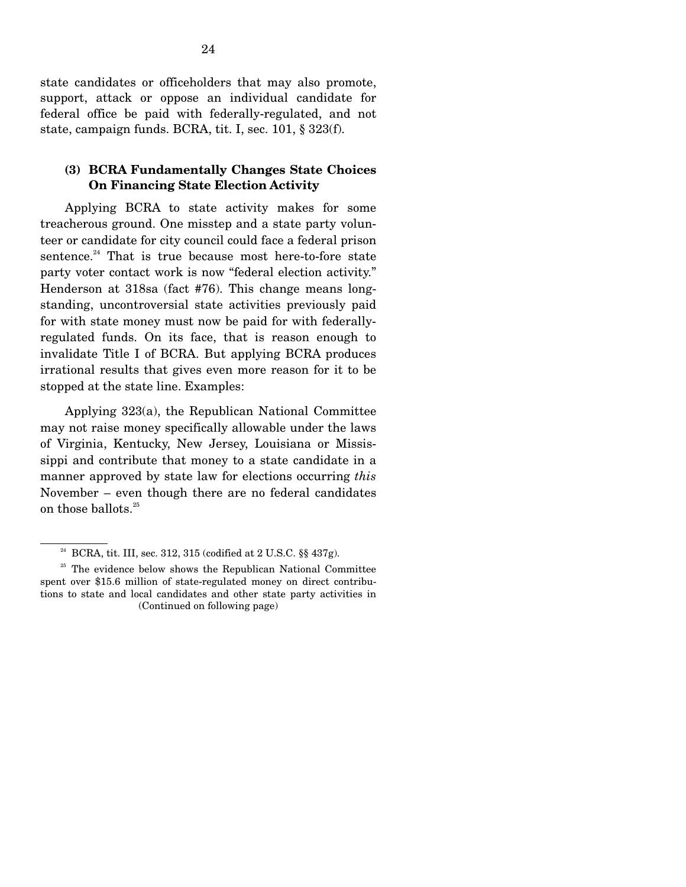state candidates or officeholders that may also promote, support, attack or oppose an individual candidate for federal office be paid with federally-regulated, and not state, campaign funds. BCRA, tit. I, sec. 101, § 323(f).

#### (3) BCRA Fundamentally Changes State Choices On Financing State Election Activity

Applying BCRA to state activity makes for some treacherous ground. One misstep and a state party volunteer or candidate for city council could face a federal prison sentence.[24] That is true because most here-to-fore state party voter contact work is now "federal election activity." Henderson at 318sa (fact #76). This change means long-standing, uncontroversial state activities previously paid for with state money must now be paid for with federally-regulated funds. On its face, that is reason enough to invalidate Title I of BCRA. But applying BCRA produces irrational results that gives even more reason for it to be stopped at the state line. Examples:

Applying 323(a), the Republican National Committee may not raise money specifically allowable under the laws of Virginia, Kentucky, New Jersey, Louisiana or Mississippi and contribute that money to a state candidate in a manner approved by state law for elections occurring *this* November – even though there are no federal candidates on those ballots.[25]

---

[24] BCRA, tit. III, sec. 312, 315 (codified at 2 U.S.C. §§ 437g).

[25] The evidence below shows the Republican National Committee spent over $15.6 million of state-regulated money on direct contributions to state and local candidates and other state party activities in (Continued on following page)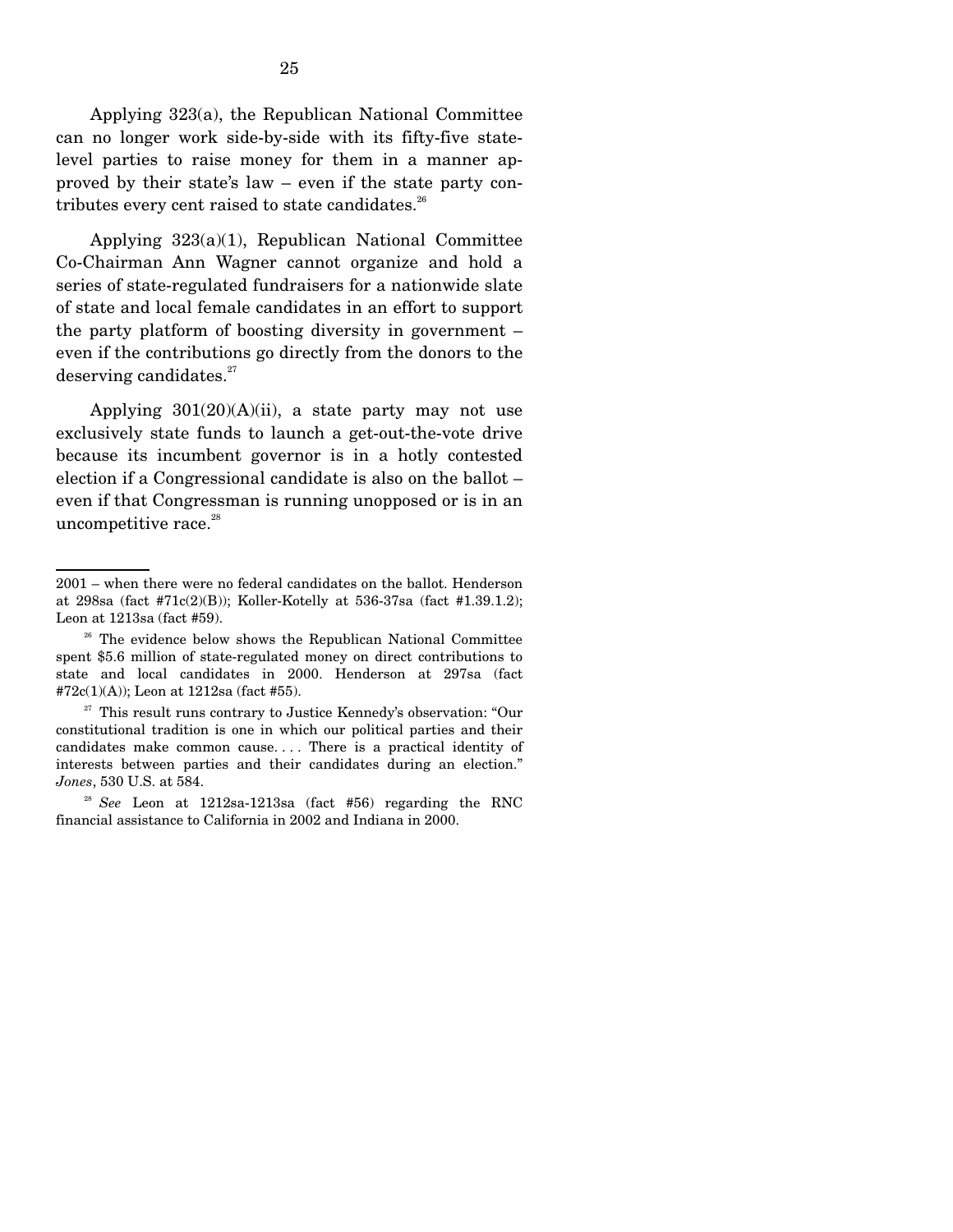Applying 323(a), the Republican National Committee can no longer work side-by-side with its fifty-five state-level parties to raise money for them in a manner approved by their state's law – even if the state party contributes every cent raised to state candidates.[26]

Applying 323(a)(1), Republican National Committee Co-Chairman Ann Wagner cannot organize and hold a series of state-regulated fundraisers for a nationwide slate of state and local female candidates in an effort to support the party platform of boosting diversity in government – even if the contributions go directly from the donors to the deserving candidates.[27]

Applying 301(20)(A)(ii), a state party may not use exclusively state funds to launch a get-out-the-vote drive because its incumbent governor is in a hotly contested election if a Congressional candidate is also on the ballot – even if that Congressman is running unopposed or is in an uncompetitive race.[28]

---

2001 – when there were no federal candidates on the ballot. Henderson at 298sa (fact #71c(2)(B)); Koller-Kotelly at 536-37sa (fact #1.39.1.2); Leon at 1213sa (fact #59).

[26] The evidence below shows the Republican National Committee spent $5.6 million of state-regulated money on direct contributions to state and local candidates in 2000. Henderson at 297sa (fact #72c(1)(A)); Leon at 1212sa (fact #55).

[27] This result runs contrary to Justice Kennedy's observation: "Our constitutional tradition is one in which our political parties and their candidates make common cause. . . . There is a practical identity of interests between parties and their candidates during an election." *Jones*, 530 U.S. at 584.

[28] *See* Leon at 1212sa-1213sa (fact #56) regarding the RNC financial assistance to California in 2002 and Indiana in 2000.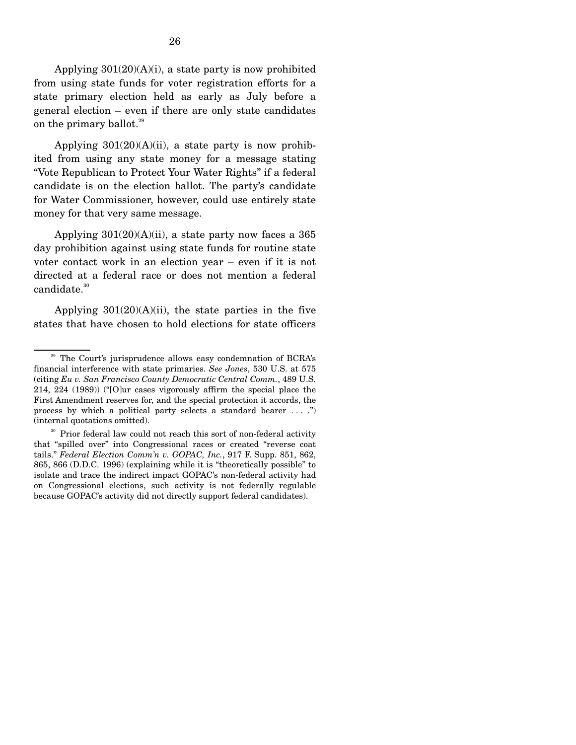Applying 301(20)(A)(i), a state party is now prohibited from using state funds for voter registration efforts for a state primary election held as early as July before a general election – even if there are only state candidates on the primary ballot.[29]

Applying 301(20)(A)(ii), a state party is now prohibited from using any state money for a message stating "Vote Republican to Protect Your Water Rights" if a federal candidate is on the election ballot. The party's candidate for Water Commissioner, however, could use entirely state money for that very same message.

Applying 301(20)(A)(ii), a state party now faces a 365 day prohibition against using state funds for routine state voter contact work in an election year – even if it is not directed at a federal race or does not mention a federal candidate.[30]

Applying 301(20)(A)(ii), the state parties in the five states that have chosen to hold elections for state officers

---

[29] The Court's jurisprudence allows easy condemnation of BCRA's financial interference with state primaries. *See Jones*, 530 U.S. at 575 (citing *Eu v. San Francisco County Democratic Central Comm.*, 489 U.S. 214, 224 (1989)) ("[O]ur cases vigorously affirm the special place the First Amendment reserves for, and the special protection it accords, the process by which a political party selects a standard bearer . . . .") (internal quotations omitted).

[30] Prior federal law could not reach this sort of non-federal activity that "spilled over" into Congressional races or created "reverse coat tails." *Federal Election Comm'n v. GOPAC, Inc.*, 917 F. Supp. 851, 862, 865, 866 (D.D.C. 1996) (explaining while it is "theoretically possible" to isolate and trace the indirect impact GOPAC's non-federal activity had on Congressional elections, such activity is not federally regulable because GOPAC's activity did not directly support federal candidates).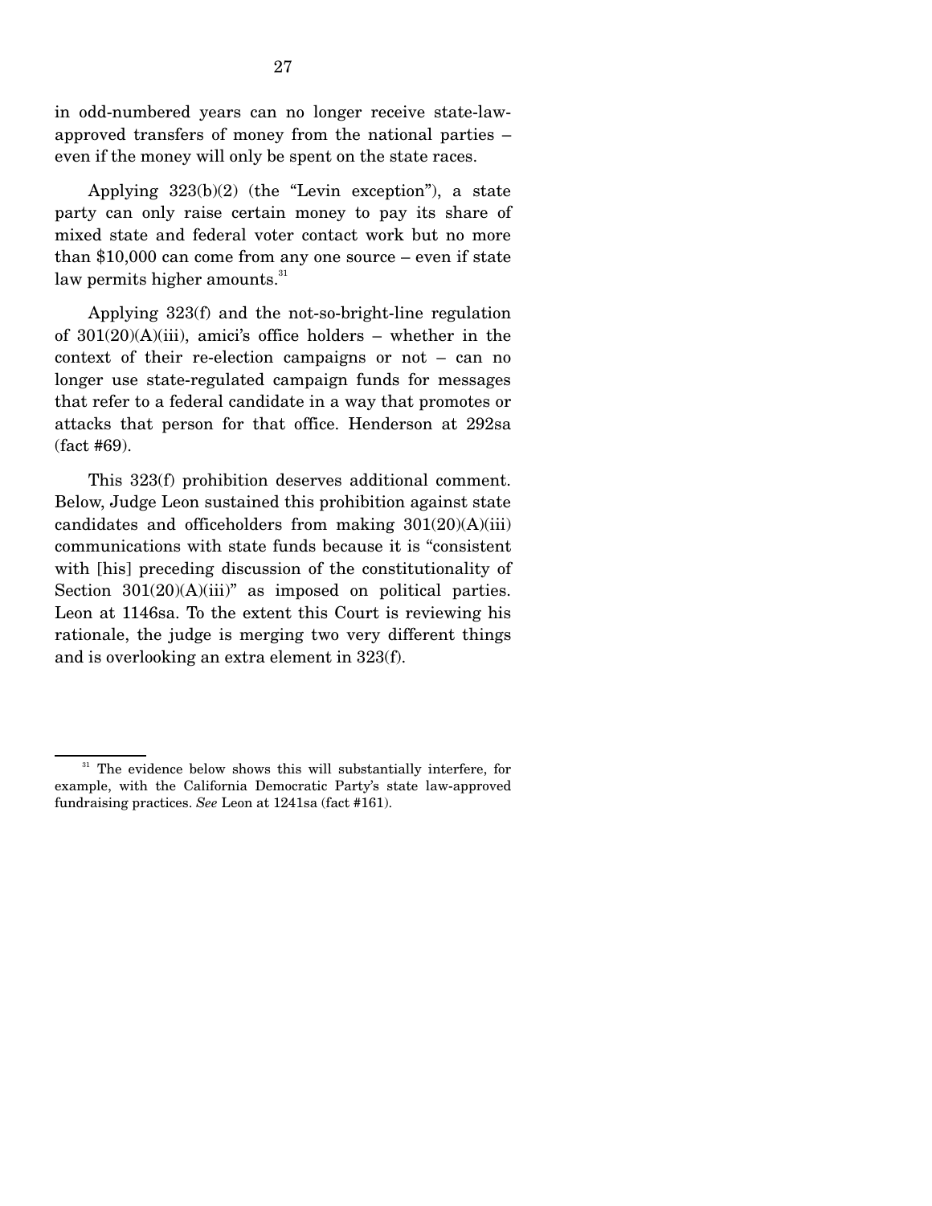in odd-numbered years can no longer receive state-law-approved transfers of money from the national parties – even if the money will only be spent on the state races.

Applying 323(b)(2) (the "Levin exception"), a state party can only raise certain money to pay its share of mixed state and federal voter contact work but no more than $10,000 can come from any one source – even if state law permits higher amounts.[31]

Applying 323(f) and the not-so-bright-line regulation of 301(20)(A)(iii), amici's office holders – whether in the context of their re-election campaigns or not – can no longer use state-regulated campaign funds for messages that refer to a federal candidate in a way that promotes or attacks that person for that office. Henderson at 292sa (fact #69).

This 323(f) prohibition deserves additional comment. Below, Judge Leon sustained this prohibition against state candidates and officeholders from making 301(20)(A)(iii) communications with state funds because it is "consistent with [his] preceding discussion of the constitutionality of Section 301(20)(A)(iii)" as imposed on political parties. Leon at 1146sa. To the extent this Court is reviewing his rationale, the judge is merging two very different things and is overlooking an extra element in 323(f).

[31] The evidence below shows this will substantially interfere, for example, with the California Democratic Party's state law-approved fundraising practices. *See* Leon at 1241sa (fact #161).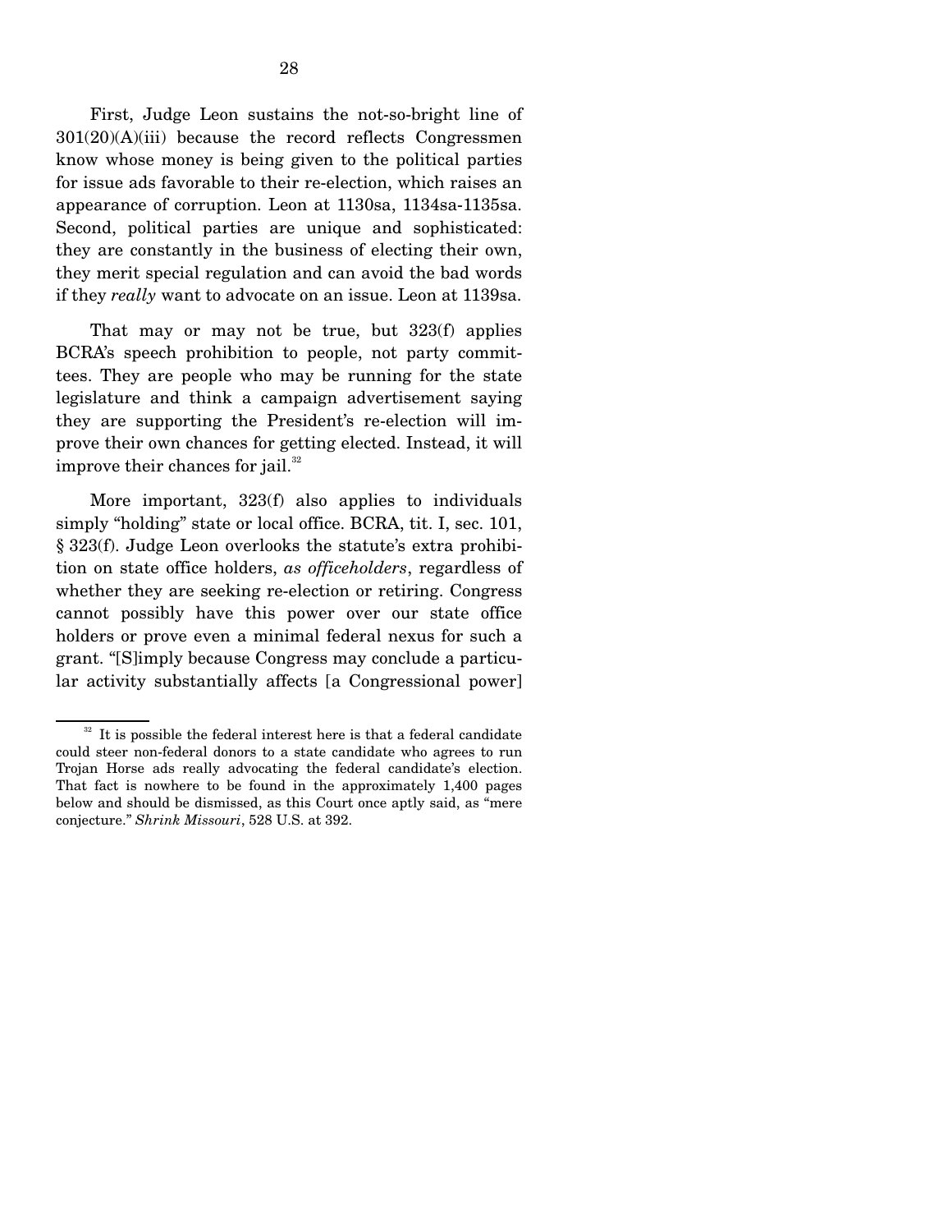First, Judge Leon sustains the not-so-bright line of 301(20)(A)(iii) because the record reflects Congressmen know whose money is being given to the political parties for issue ads favorable to their re-election, which raises an appearance of corruption. Leon at 1130sa, 1134sa-1135sa. Second, political parties are unique and sophisticated: they are constantly in the business of electing their own, they merit special regulation and can avoid the bad words if they *really* want to advocate on an issue. Leon at 1139sa.

That may or may not be true, but 323(f) applies BCRA's speech prohibition to people, not party committees. They are people who may be running for the state legislature and think a campaign advertisement saying they are supporting the President's re-election will improve their own chances for getting elected. Instead, it will improve their chances for jail.[32]

More important, 323(f) also applies to individuals simply "holding" state or local office. BCRA, tit. I, sec. 101, § 323(f). Judge Leon overlooks the statute's extra prohibition on state office holders, *as officeholders*, regardless of whether they are seeking re-election or retiring. Congress cannot possibly have this power over our state office holders or prove even a minimal federal nexus for such a grant. "[S]imply because Congress may conclude a particular activity substantially affects [a Congressional power]

---

[32] It is possible the federal interest here is that a federal candidate could steer non-federal donors to a state candidate who agrees to run Trojan Horse ads really advocating the federal candidate's election. That fact is nowhere to be found in the approximately 1,400 pages below and should be dismissed, as this Court once aptly said, as "mere conjecture." *Shrink Missouri*, 528 U.S. at 392.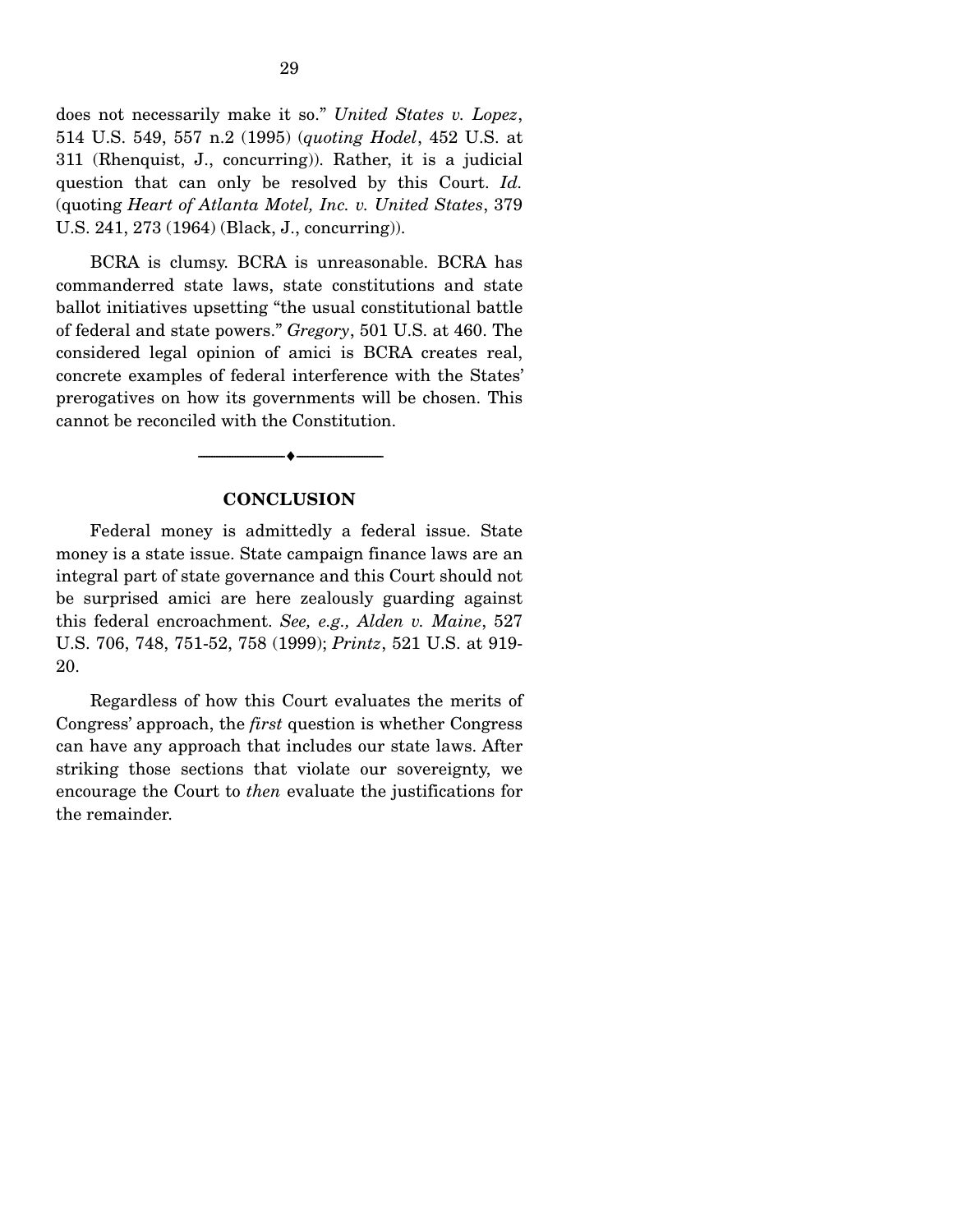does not necessarily make it so." *United States v. Lopez*, 514 U.S. 549, 557 n.2 (1995) (*quoting Hodel*, 452 U.S. at 311 (Rhenquist, J., concurring)). Rather, it is a judicial question that can only be resolved by this Court. *Id.* (quoting *Heart of Atlanta Motel, Inc. v. United States*, 379 U.S. 241, 273 (1964) (Black, J., concurring)).

BCRA is clumsy. BCRA is unreasonable. BCRA has commanderred state laws, state constitutions and state ballot initiatives upsetting "the usual constitutional battle of federal and state powers." *Gregory*, 501 U.S. at 460. The considered legal opinion of amici is BCRA creates real, concrete examples of federal interference with the States' prerogatives on how its governments will be chosen. This cannot be reconciled with the Constitution.

---

## CONCLUSION

Federal money is admittedly a federal issue. State money is a state issue. State campaign finance laws are an integral part of state governance and this Court should not be surprised amici are here zealously guarding against this federal encroachment. *See, e.g., Alden v. Maine*, 527 U.S. 706, 748, 751-52, 758 (1999); *Printz*, 521 U.S. at 919-20.

Regardless of how this Court evaluates the merits of Congress' approach, the *first* question is whether Congress can have any approach that includes our state laws. After striking those sections that violate our sovereignty, we encourage the Court to *then* evaluate the justifications for the remainder.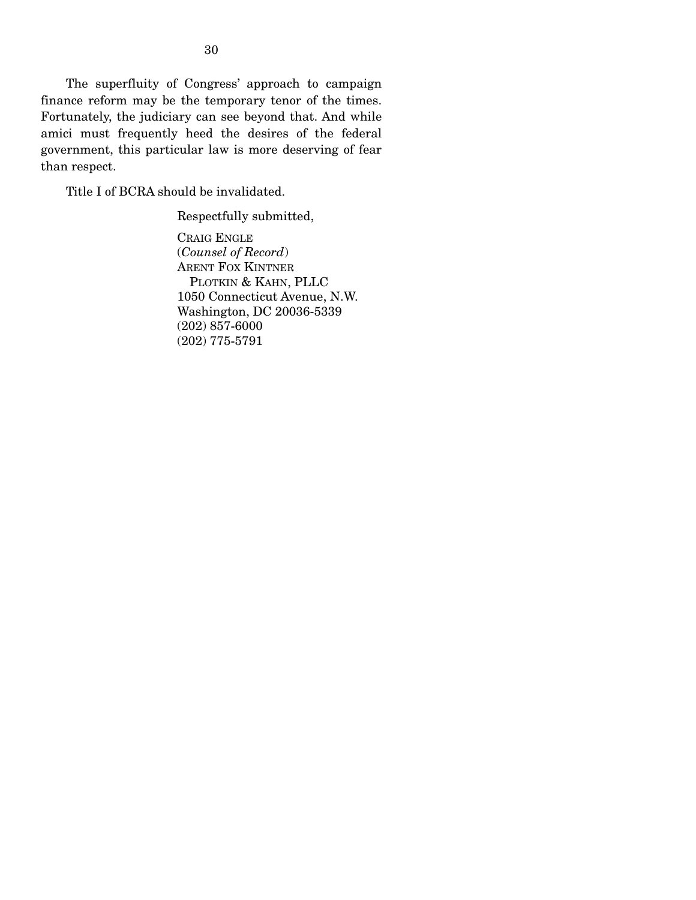The superfluity of Congress' approach to campaign finance reform may be the temporary tenor of the times. Fortunately, the judiciary can see beyond that. And while amici must frequently heed the desires of the federal government, this particular law is more deserving of fear than respect.

Title I of BCRA should be invalidated.

Respectfully submitted,

CRAIG ENGLE
(*Counsel of Record*)
ARENT FOX KINTNER
PLOTKIN & KAHN, PLLC
1050 Connecticut Avenue, N.W.
Washington, DC 20036-5339
(202) 857-6000
(202) 775-5791